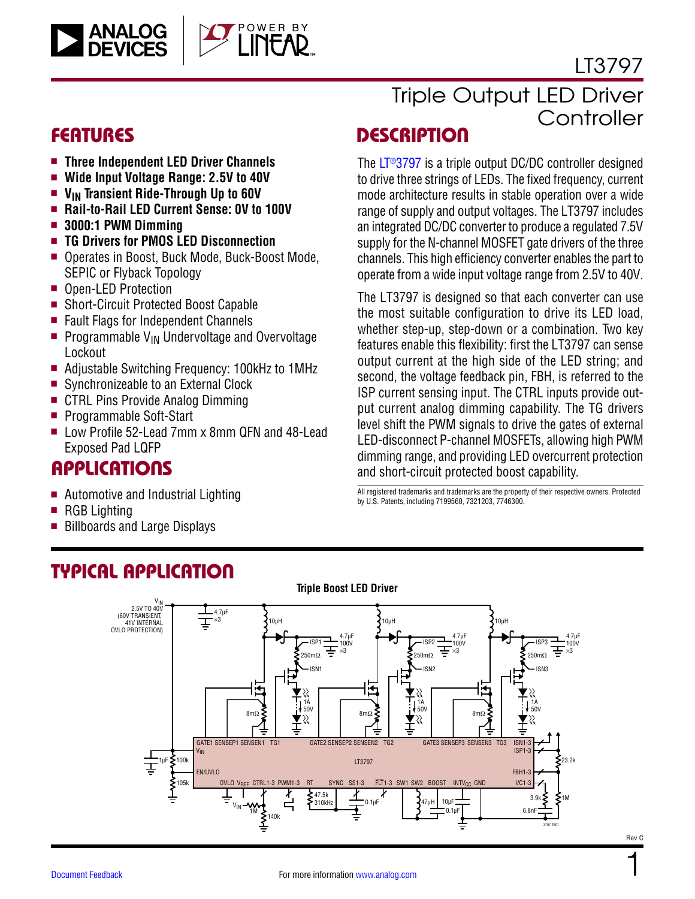# LT3797

## Triple Output LED Driver Controller

## FEATURES

- **Three Independent LED Driver Channels**
- **Wide Input Voltage Range: 2.5V to 40V**
- **$V_{IN}$ Transient Ride-Through Up to 60V**
- **Rail-to-Rail LED Current Sense: 0V to 100V**
- **3000:1 PWM Dimming**
- **TG Drivers for PMOS LED Disconnection**
- Operates in Boost, Buck Mode, Buck-Boost Mode, SEPIC or Flyback Topology
- Open-LED Protection
- Short-Circuit Protected Boost Capable
- Fault Flags for Independent Channels
- Programmable $V_{IN}$ Undervoltage and Overvoltage Lockout
- Adjustable Switching Frequency: 100kHz to 1MHz
- Synchronizeable to an External Clock
- CTRL Pins Provide Analog Dimming
- Programmable Soft-Start
- Low Profile 52-Lead 7mm x 8mm QFN and 48-Lead Exposed Pad LQFP

## APPLICATIONS

- Automotive and Industrial Lighting
- RGB Lighting
- Billboards and Large Displays

## DESCRIPTION

The LT®3797 is a triple output DC/DC controller designed to drive three strings of LEDs. The fixed frequency, current mode architecture results in stable operation over a wide range of supply and output voltages. The LT3797 includes an integrated DC/DC converter to produce a regulated 7.5V supply for the N-channel MOSFET gate drivers of the three channels. This high efficiency converter enables the part to operate from a wide input voltage range from 2.5V to 40V.

The LT3797 is designed so that each converter can use the most suitable configuration to drive its LED load, whether step-up, step-down or a combination. Two key features enable this flexibility: first the LT3797 can sense output current at the high side of the LED string; and second, the voltage feedback pin, FBH, is referred to the ISP current sensing input. The CTRL inputs provide output current analog dimming capability. The TG drivers level shift the PWM signals to drive the gates of external LED-disconnect P-channel MOSFETs, allowing high PWM dimming range, and providing LED overcurrent protection and short-circuit protected boost capability.

All registered trademarks and trademarks are the property of their respective owners. Protected by U.S. Patents, including 7199560, 7321203, 7746300.

## TYPICAL APPLICATION

**Triple Boost LED Driver**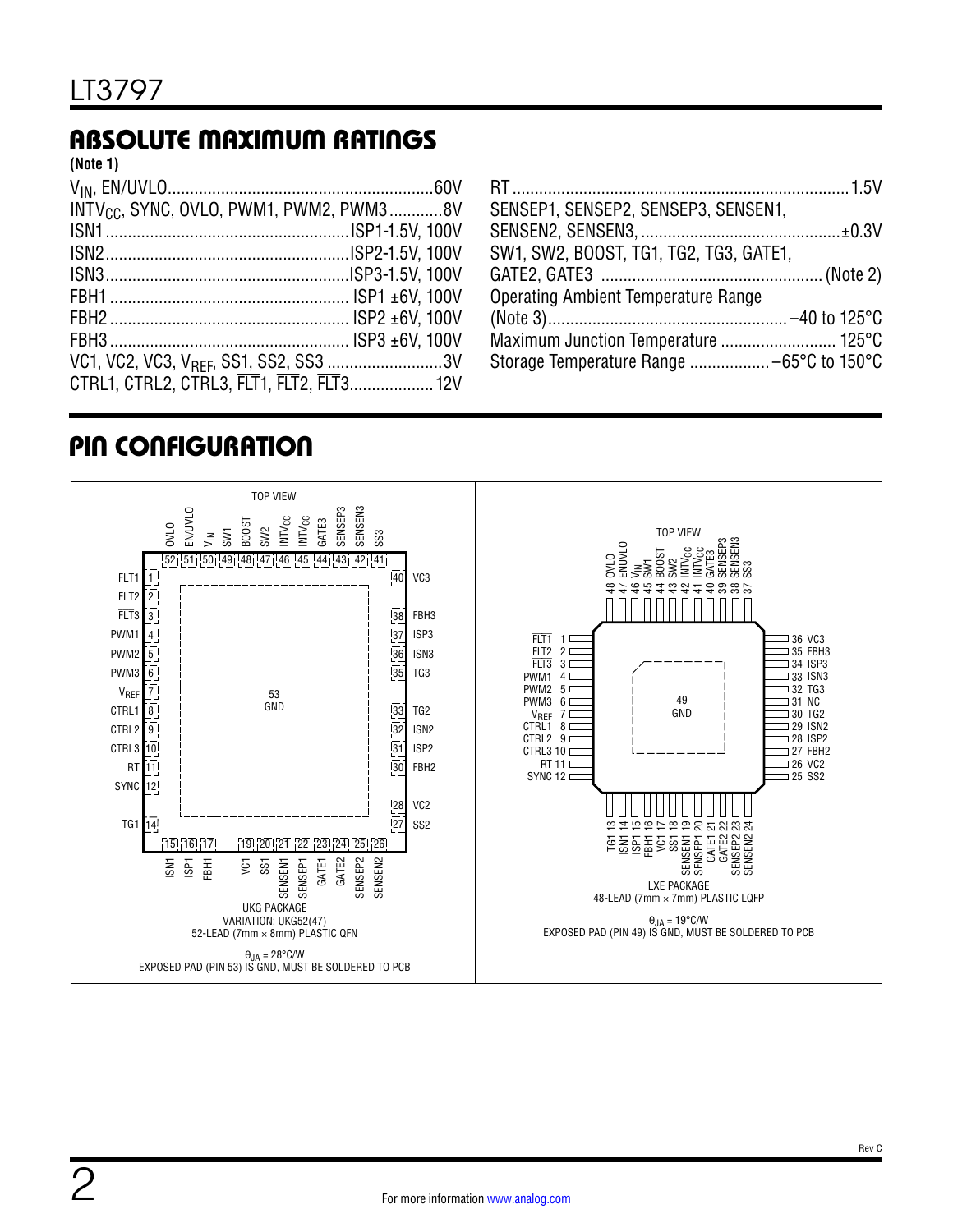## ABSOLUTE MAXIMUM RATINGS

**(Note 1)**

$V_{IN}$, EN/UVLO ............................................................ 60V
$INTV_{CC}$, SYNC, OVLO, PWM1, PWM2, PWM3 ............ 8V
ISN1 ....................................................... ISP1-1.5V, 100V
ISN2 ....................................................... ISP2-1.5V, 100V
ISN3 ....................................................... ISP3-1.5V, 100V
FBH1 ....................................................... ISP1 ±6V, 100V
FBH2 ....................................................... ISP2 ±6V, 100V
FBH3 ....................................................... ISP3 ±6V, 100V
VC1, VC2, VC3, $V_{REF}$, SS1, SS2, SS3 .......................... 3V
CTRL1, CTRL2, CTRL3, $\overline{FLT}$1, $\overline{FLT}$2, $\overline{FLT}$3 ................... 12V
RT ........................................................................... 1.5V
SENSEP1, SENSEP2, SENSEP3, SENSEN1, SENSEN2, SENSEN3, ............................................ ±0.3V
SW1, SW2, BOOST, TG1, TG2, TG3, GATE1, GATE2, GATE3 ................................................ (Note 2)
Operating Ambient Temperature Range (Note 3) ..................................................... –40 to 125°C
Maximum Junction Temperature .......................... 125°C
Storage Temperature Range .................. –65°C to 150°C

## PIN CONFIGURATION

**UKG PACKAGE (TOP VIEW)**

| Pin | Name | Pin | Name |
|---|---|---|---|
| 1 | $\overline{FLT}$1 | 27 | SS2 |
| 2 | $\overline{FLT}$2 | 28 | VC2 |
| 3 | $\overline{FLT}$3 | 30 | FBH2 |
| 4 | PWM1 | 31 | ISP2 |
| 5 | PWM2 | 32 | ISN2 |
| 6 | PWM3 | 33 | TG2 |
| 7 | $V_{REF}$ | 35 | TG3 |
| 8 | CTRL1 | 36 | ISN3 |
| 9 | CTRL2 | 37 | ISP3 |
| 10 | CTRL3 | 38 | FBH3 |
| 11 | RT | 40 | VC3 |
| 12 | SYNC | 41 | SS3 |
| 14 | TG1 | 42 | SENSEN3 |
| 15 | ISN1 | 43 | SENSEP3 |
| 16 | ISP1 | 44 | GATE3 |
| 17 | FBH1 | 45 | $INTV_{CC}$ |
| 19 | VC1 | 46 | $INTV_{CC}$ |
| 20 | SS1 | 47 | SW2 |
| 21 | SENSEN1 | 48 | BOOST |
| 22 | SENSEP1 | 49 | SW1 |
| 23 | GATE1 | 50 | $V_{IN}$ |
| 24 | GATE2 | 51 | EN/UVLO |
| 25 | SENSEP2 | 52 | OVLO |
| 26 | SENSEN2 | 53 | GND |

UKG PACKAGE
VARIATION: UKG52(47)
52-LEAD (7mm × 8mm) PLASTIC QFN

$\theta_{JA}$ = 28°C/W
EXPOSED PAD (PIN 53) IS GND, MUST BE SOLDERED TO PCB

**LXE PACKAGE (TOP VIEW)**

| Pin | Name | Pin | Name |
|---|---|---|---|
| 1 | $\overline{FLT}$1 | 25 | SS2 |
| 2 | $\overline{FLT}$2 | 26 | VC2 |
| 3 | $\overline{FLT}$3 | 27 | FBH2 |
| 4 | PWM1 | 28 | ISP2 |
| 5 | PWM2 | 29 | ISN2 |
| 6 | PWM3 | 30 | TG2 |
| 7 | $V_{REF}$ | 31 | NC |
| 8 | CTRL1 | 32 | TG3 |
| 9 | CTRL2 | 33 | ISN3 |
| 10 | CTRL3 | 34 | ISP3 |
| 11 | RT | 35 | FBH3 |
| 12 | SYNC | 36 | VC3 |
| 13 | TG1 | 37 | SS3 |
| 14 | ISN1 | 38 | SENSEN3 |
| 15 | ISP1 | 39 | SENSEP3 |
| 16 | FBH1 | 40 | GATE3 |
| 17 | VC1 | 41 | $INTV_{CC}$ |
| 18 | SS1 | 42 | $INTV_{CC}$ |
| 19 | SENSEN1 | 43 | SW2 |
| 20 | SENSEP1 | 44 | BOOST |
| 21 | GATE1 | 45 | SW1 |
| 22 | GATE2 | 46 | $V_{IN}$ |
| 23 | SENSEP2 | 47 | ENUVLO |
| 24 | SENSEN2 | 48 | OVLO |
| | | 49 | GND |

LXE PACKAGE
48-LEAD (7mm × 7mm) PLASTIC LQFP

$\theta_{JA}$ = 19°C/W
EXPOSED PAD (PIN 49) IS GND, MUST BE SOLDERED TO PCB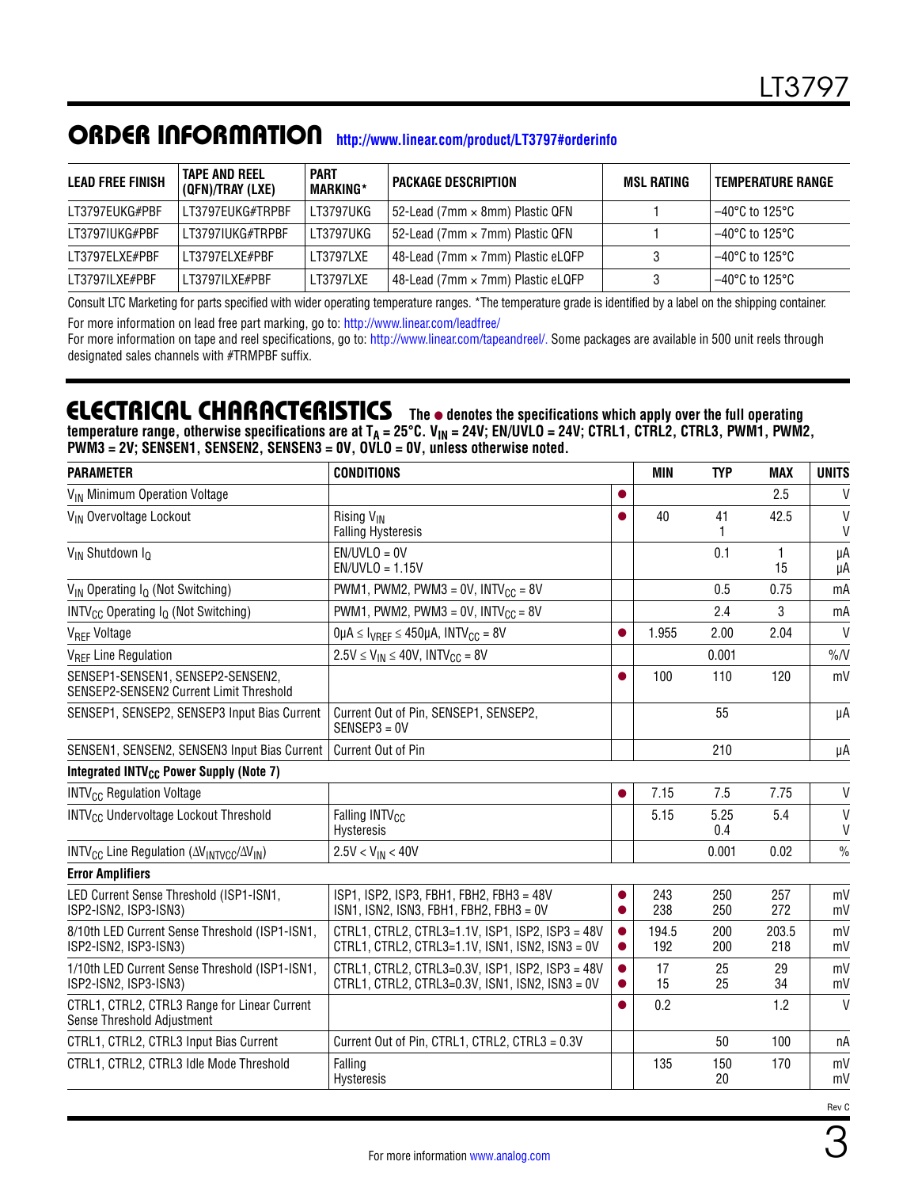## ORDER INFORMATION http://www.linear.com/product/LT3797#orderinfo

| LEAD FREE FINISH | TAPE AND REEL (QFN)/TRAY (LXE) | PART MARKING* | PACKAGE DESCRIPTION | MSL RATING | TEMPERATURE RANGE |
|---|---|---|---|---|---|
| LT3797EUKG#PBF | LT3797EUKG#TRPBF | LT3797UKG | 52-Lead (7mm × 8mm) Plastic QFN | 1 | –40°C to 125°C |
| LT3797IUKG#PBF | LT3797IUKG#TRPBF | LT3797UKG | 52-Lead (7mm × 7mm) Plastic QFN | 1 | –40°C to 125°C |
| LT3797ELXE#PBF | LT3797ELXE#PBF | LT3797LXE | 48-Lead (7mm × 7mm) Plastic eLQFP | 3 | –40°C to 125°C |
| LT3797ILXE#PBF | LT3797ILXE#PBF | LT3797LXE | 48-Lead (7mm × 7mm) Plastic eLQFP | 3 | –40°C to 125°C |

Consult LTC Marketing for parts specified with wider operating temperature ranges. *The temperature grade is identified by a label on the shipping container.

For more information on lead free part marking, go to: http://www.linear.com/leadfree/

For more information on tape and reel specifications, go to: http://www.linear.com/tapeandreel/. Some packages are available in 500 unit reels through designated sales channels with #TRMPBF suffix.

## ELECTRICAL CHARACTERISTICS

**The ● denotes the specifications which apply over the full operating temperature range, otherwise specifications are at $T_A$ = 25°C. $V_{IN}$ = 24V; EN/UVLO = 24V; CTRL1, CTRL2, CTRL3, PWM1, PWM2, PWM3 = 2V; SENSEN1, SENSEN2, SENSEN3 = 0V, OVLO = 0V, unless otherwise noted.**

| PARAMETER | CONDITIONS | | MIN | TYP | MAX | UNITS |
|---|---|---|---|---|---|---|
| $V_{IN}$ Minimum Operation Voltage | | ● | | | 2.5 | V |
| $V_{IN}$ Overvoltage Lockout | Rising $V_{IN}$<br>Falling Hysteresis | ● | 40 | 41<br>1 | 42.5 | V<br>V |
| $V_{IN}$ Shutdown $I_Q$ | EN/UVLO = 0V<br>EN/UVLO = 1.15V | | | 0.1 | 1<br>15 | µA<br>µA |
| $V_{IN}$ Operating $I_Q$ (Not Switching) | PWM1, PWM2, PWM3 = 0V, $INTV_{CC}$ = 8V | | | 0.5 | 0.75 | mA |
| $INTV_{CC}$ Operating $I_Q$ (Not Switching) | PWM1, PWM2, PWM3 = 0V, $INTV_{CC}$ = 8V | | | 2.4 | 3 | mA |
| $V_{REF}$ Voltage | 0µA ≤ $I_{VREF}$ ≤ 450µA, $INTV_{CC}$ = 8V | ● | 1.955 | 2.00 | 2.04 | V |
| $V_{REF}$ Line Regulation | 2.5V ≤ $V_{IN}$ ≤ 40V, $INTV_{CC}$ = 8V | | | 0.001 | | %/V |
| SENSEP1-SENSEN1, SENSEP2-SENSEN2, SENSEP2-SENSEN2 Current Limit Threshold | | ● | 100 | 110 | 120 | mV |
| SENSEP1, SENSEP2, SENSEP3 Input Bias Current | Current Out of Pin, SENSEP1, SENSEP2, SENSEP3 = 0V | | | 55 | | µA |
| SENSEN1, SENSEN2, SENSEN3 Input Bias Current | Current Out of Pin | | | 210 | | µA |
| **Integrated $INTV_{CC}$ Power Supply (Note 7)** | | | | | | |
| $INTV_{CC}$ Regulation Voltage | | ● | 7.15 | 7.5 | 7.75 | V |
| $INTV_{CC}$ Undervoltage Lockout Threshold | Falling $INTV_{CC}$<br>Hysteresis | | 5.15 | 5.25<br>0.4 | 5.4 | V<br>V |
| $INTV_{CC}$ Line Regulation ($\Delta V_{INTVCC}/\Delta V_{IN}$) | 2.5V < $V_{IN}$ < 40V | | | 0.001 | 0.02 | % |
| **Error Amplifiers** | | | | | | |
| LED Current Sense Threshold (ISP1-ISN1, ISP2-ISN2, ISP3-ISN3) | ISP1, ISP2, ISP3, FBH1, FBH2, FBH3 = 48V<br>ISN1, ISN2, ISN3, FBH1, FBH2, FBH3 = 0V | ●<br>● | 243<br>238 | 250<br>250 | 257<br>272 | mV<br>mV |
| 8/10th LED Current Sense Threshold (ISP1-ISN1, ISP2-ISN2, ISP3-ISN3) | CTRL1, CTRL2, CTRL3=1.1V, ISP1, ISP2, ISP3 = 48V<br>CTRL1, CTRL2, CTRL3=1.1V, ISN1, ISN2, ISN3 = 0V | ●<br>● | 194.5<br>192 | 200<br>200 | 203.5<br>218 | mV<br>mV |
| 1/10th LED Current Sense Threshold (ISP1-ISN1, ISP2-ISN2, ISP3-ISN3) | CTRL1, CTRL2, CTRL3=0.3V, ISP1, ISP2, ISP3 = 48V<br>CTRL1, CTRL2, CTRL3=0.3V, ISN1, ISN2, ISN3 = 0V | ●<br>● | 17<br>15 | 25<br>25 | 29<br>34 | mV<br>mV |
| CTRL1, CTRL2, CTRL3 Range for Linear Current Sense Threshold Adjustment | | ● | 0.2 | | 1.2 | V |
| CTRL1, CTRL2, CTRL3 Input Bias Current | Current Out of Pin, CTRL1, CTRL2, CTRL3 = 0.3V | | | 50 | 100 | nA |
| CTRL1, CTRL2, CTRL3 Idle Mode Threshold | Falling<br>Hysteresis | | 135 | 150<br>20 | 170 | mV<br>mV |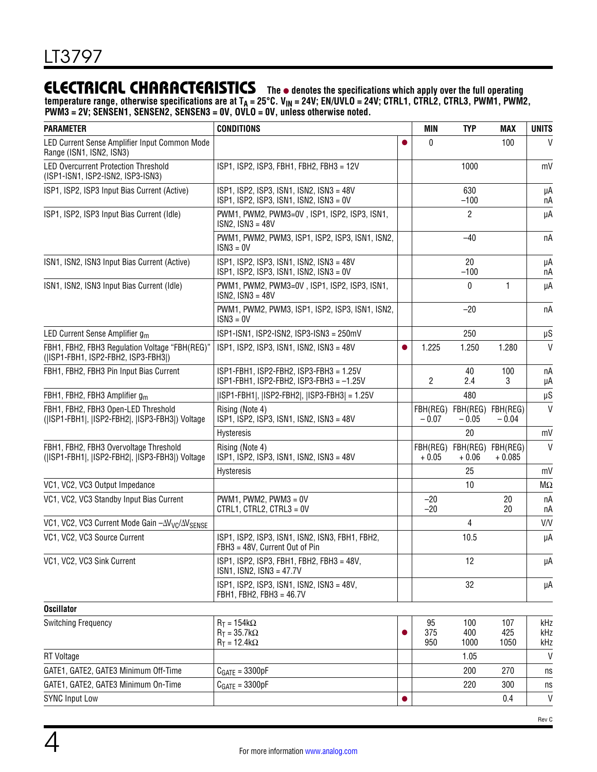## ELECTRICAL CHARACTERISTICS

**The ● denotes the specifications which apply over the full operating temperature range, otherwise specifications are at $T_A$ = 25°C. $V_{IN}$ = 24V; EN/UVLO = 24V; CTRL1, CTRL2, CTRL3, PWM1, PWM2, PWM3 = 2V; SENSEN1, SENSEN2, SENSEN3 = 0V, OVLO = 0V, unless otherwise noted.**

| PARAMETER | CONDITIONS | | MIN | TYP | MAX | UNITS |
|---|---|---|---|---|---|---|
| LED Current Sense Amplifier Input Common Mode Range (ISN1, ISN2, ISN3) | | ● | 0 | | 100 | V |
| LED Overcurrent Protection Threshold (ISP1-ISN1, ISP2-ISN2, ISP3-ISN3) | ISP1, ISP2, ISP3, FBH1, FBH2, FBH3 = 12V | | | 1000 | | mV |
| ISP1, ISP2, ISP3 Input Bias Current (Active) | ISP1, ISP2, ISP3, ISN1, ISN2, ISN3 = 48V<br>ISP1, ISP2, ISP3, ISN1, ISN2, ISN3 = 0V | | | 630<br>–100 | | μA<br>nA |
| ISP1, ISP2, ISP3 Input Bias Current (Idle) | PWM1, PWM2, PWM3=0V , ISP1, ISP2, ISP3, ISN1, ISN2, ISN3 = 48V | | | 2 | | μA |
| | PWM1, PWM2, PWM3, ISP1, ISP2, ISP3, ISN1, ISN2, ISN3 = 0V | | | –40 | | nA |
| ISN1, ISN2, ISN3 Input Bias Current (Active) | ISP1, ISP2, ISP3, ISN1, ISN2, ISN3 = 48V<br>ISP1, ISP2, ISP3, ISN1, ISN2, ISN3 = 0V | | | 20<br>–100 | | μA<br>nA |
| ISN1, ISN2, ISN3 Input Bias Current (Idle) | PWM1, PWM2, PWM3=0V , ISP1, ISP2, ISP3, ISN1, ISN2, ISN3 = 48V | | | 0 | 1 | μA |
| | PWM1, PWM2, PWM3, ISP1, ISP2, ISP3, ISN1, ISN2, ISN3 = 0V | | | –20 | | nA |
| LED Current Sense Amplifier $g_m$ | ISP1-ISN1, ISP2-ISN2, ISP3-ISN3 = 250mV | | | 250 | | μS |
| FBH1, FBH2, FBH3 Regulation Voltage "FBH(REG)" (\|ISP1-FBH1, ISP2-FBH2, ISP3-FBH3\|) | ISP1, ISP2, ISP3, ISN1, ISN2, ISN3 = 48V | ● | 1.225 | 1.250 | 1.280 | V |
| FBH1, FBH2, FBH3 Pin Input Bias Current | ISP1-FBH1, ISP2-FBH2, ISP3-FBH3 = 1.25V<br>ISP1-FBH1, ISP2-FBH2, ISP3-FBH3 = –1.25V | | <br>2 | 40<br>2.4 | 100<br>3 | nA<br>μA |
| FBH1, FBH2, FBH3 Amplifier $g_m$ | \|ISP1-FBH1\|, \|ISP2-FBH2\|, \|ISP3-FBH3\| = 1.25V | | | 480 | | μS |
| FBH1, FBH2, FBH3 Open-LED Threshold (\|ISP1-FBH1\|, \|ISP2-FBH2\|, \|ISP3-FBH3\|) Voltage | Rising (Note 4)<br>ISP1, ISP2, ISP3, ISN1, ISN2, ISN3 = 48V | | FBH(REG) – 0.07 | FBH(REG) – 0.05 | FBH(REG) – 0.04 | V |
| | Hysteresis | | | 20 | | mV |
| FBH1, FBH2, FBH3 Overvoltage Threshold (\|ISP1-FBH1\|, \|ISP2-FBH2\|, \|ISP3-FBH3\|) Voltage | Rising (Note 4)<br>ISP1, ISP2, ISP3, ISN1, ISN2, ISN3 = 48V | | FBH(REG) + 0.05 | FBH(REG) + 0.06 | FBH(REG) + 0.085 | V |
| | Hysteresis | | | 25 | | mV |
| VC1, VC2, VC3 Output Impedance | | | | 10 | | MΩ |
| VC1, VC2, VC3 Standby Input Bias Current | PWM1, PWM2, PWM3 = 0V<br>CTRL1, CTRL2, CTRL3 = 0V | | –20<br>–20 | | 20<br>20 | nA<br>nA |
| VC1, VC2, VC3 Current Mode Gain $-\Delta V_{VC}/\Delta V_{SENSE}$ | | | | 4 | | V/V |
| VC1, VC2, VC3 Source Current | ISP1, ISP2, ISP3, ISN1, ISN2, ISN3, FBH1, FBH2, FBH3 = 48V, Current Out of Pin | | | 10.5 | | μA |
| VC1, VC2, VC3 Sink Current | ISP1, ISP2, ISP3, FBH1, FBH2, FBH3 = 48V, ISN1, ISN2, ISN3 = 47.7V | | | 12 | | μA |
| | ISP1, ISP2, ISP3, ISN1, ISN2, ISN3 = 48V, FBH1, FBH2, FBH3 = 46.7V | | | 32 | | μA |
| **Oscillator** | | | | | | |
| Switching Frequency | $R_T$ = 154kΩ<br>$R_T$ = 35.7kΩ<br>$R_T$ = 12.4kΩ | ● | 95<br>375<br>950 | 100<br>400<br>1000 | 107<br>425<br>1050 | kHz<br>kHz<br>kHz |
| RT Voltage | | | | 1.05 | | V |
| GATE1, GATE2, GATE3 Minimum Off-Time | $C_{GATE}$ = 3300pF | | | 200 | 270 | ns |
| GATE1, GATE2, GATE3 Minimum On-Time | $C_{GATE}$ = 3300pF | | | 220 | 300 | ns |
| SYNC Input Low | | ● | | | 0.4 | V |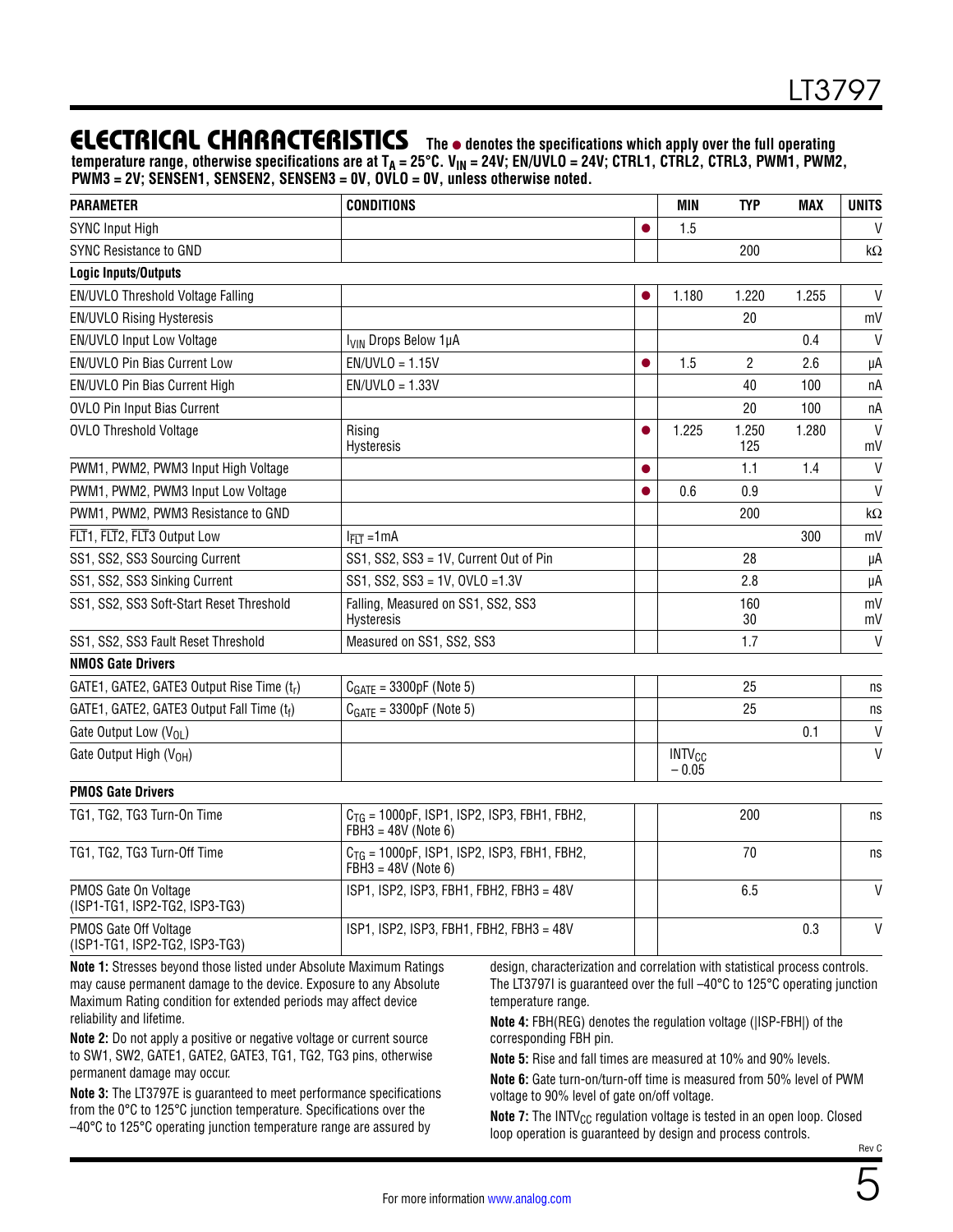## ELECTRICAL CHARACTERISTICS

**The ● denotes the specifications which apply over the full operating temperature range, otherwise specifications are at $T_A$ = 25°C. $V_{IN}$ = 24V; EN/UVLO = 24V; CTRL1, CTRL2, CTRL3, PWM1, PWM2, PWM3 = 2V; SENSEN1, SENSEN2, SENSEN3 = 0V, OVLO = 0V, unless otherwise noted.**

| PARAMETER | CONDITIONS | | MIN | TYP | MAX | UNITS |
|---|---|---|---|---|---|---|
| SYNC Input High | | ● | 1.5 | | | V |
| SYNC Resistance to GND | | | | 200 | | kΩ |
| **Logic Inputs/Outputs** | | | | | | |
| EN/UVLO Threshold Voltage Falling | | ● | 1.180 | 1.220 | 1.255 | V |
| EN/UVLO Rising Hysteresis | | | | 20 | | mV |
| EN/UVLO Input Low Voltage | $I_{VIN}$ Drops Below 1µA | | | | 0.4 | V |
| EN/UVLO Pin Bias Current Low | EN/UVLO = 1.15V | ● | 1.5 | 2 | 2.6 | µA |
| EN/UVLO Pin Bias Current High | EN/UVLO = 1.33V | | | 40 | 100 | nA |
| OVLO Pin Input Bias Current | | | | 20 | 100 | nA |
| OVLO Threshold Voltage | Rising<br>Hysteresis | ● | 1.225 | 1.250<br>125 | 1.280 | V<br>mV |
| PWM1, PWM2, PWM3 Input High Voltage | | ● | | 1.1 | 1.4 | V |
| PWM1, PWM2, PWM3 Input Low Voltage | | ● | 0.6 | 0.9 | | V |
| PWM1, PWM2, PWM3 Resistance to GND | | | | 200 | | kΩ |
| FLT1, FLT2, FLT3 Output Low | $I_{\overline{FLT}}$ =1mA | | | | 300 | mV |
| SS1, SS2, SS3 Sourcing Current | SS1, SS2, SS3 = 1V, Current Out of Pin | | | 28 | | µA |
| SS1, SS2, SS3 Sinking Current | SS1, SS2, SS3 = 1V, OVLO =1.3V | | | 2.8 | | µA |
| SS1, SS2, SS3 Soft-Start Reset Threshold | Falling, Measured on SS1, SS2, SS3<br>Hysteresis | | | 160<br>30 | | mV<br>mV |
| SS1, SS2, SS3 Fault Reset Threshold | Measured on SS1, SS2, SS3 | | | 1.7 | | V |
| **NMOS Gate Drivers** | | | | | | |
| GATE1, GATE2, GATE3 Output Rise Time ($t_r$) | $C_{GATE}$ = 3300pF (Note 5) | | | 25 | | ns |
| GATE1, GATE2, GATE3 Output Fall Time ($t_f$) | $C_{GATE}$ = 3300pF (Note 5) | | | 25 | | ns |
| Gate Output Low ($V_{OL}$) | | | | | 0.1 | V |
| Gate Output High ($V_{OH}$) | | | $INTV_{CC}$ – 0.05 | | | V |
| **PMOS Gate Drivers** | | | | | | |
| TG1, TG2, TG3 Turn-On Time | $C_{TG}$ = 1000pF, ISP1, ISP2, ISP3, FBH1, FBH2, FBH3 = 48V (Note 6) | | | 200 | | ns |
| TG1, TG2, TG3 Turn-Off Time | $C_{TG}$ = 1000pF, ISP1, ISP2, ISP3, FBH1, FBH2, FBH3 = 48V (Note 6) | | | 70 | | ns |
| PMOS Gate On Voltage (ISP1-TG1, ISP2-TG2, ISP3-TG3) | ISP1, ISP2, ISP3, FBH1, FBH2, FBH3 = 48V | | | 6.5 | | V |
| PMOS Gate Off Voltage (ISP1-TG1, ISP2-TG2, ISP3-TG3) | ISP1, ISP2, ISP3, FBH1, FBH2, FBH3 = 48V | | | | 0.3 | V |

**Note 1:** Stresses beyond those listed under Absolute Maximum Ratings may cause permanent damage to the device. Exposure to any Absolute Maximum Rating condition for extended periods may affect device reliability and lifetime.

**Note 2:** Do not apply a positive or negative voltage or current source to SW1, SW2, GATE1, GATE2, GATE3, TG1, TG2, TG3 pins, otherwise permanent damage may occur.

**Note 3:** The LT3797E is guaranteed to meet performance specifications from the 0°C to 125°C junction temperature. Specifications over the –40°C to 125°C operating junction temperature range are assured by design, characterization and correlation with statistical process controls. The LT3797I is guaranteed over the full –40°C to 125°C operating junction temperature range.

**Note 4:** FBH(REG) denotes the regulation voltage (|ISP-FBH|) of the corresponding FBH pin.

**Note 5:** Rise and fall times are measured at 10% and 90% levels.

**Note 6:** Gate turn-on/turn-off time is measured from 50% level of PWM voltage to 90% level of gate on/off voltage.

**Note 7:** The $INTV_{CC}$ regulation voltage is tested in an open loop. Closed loop operation is guaranteed by design and process controls.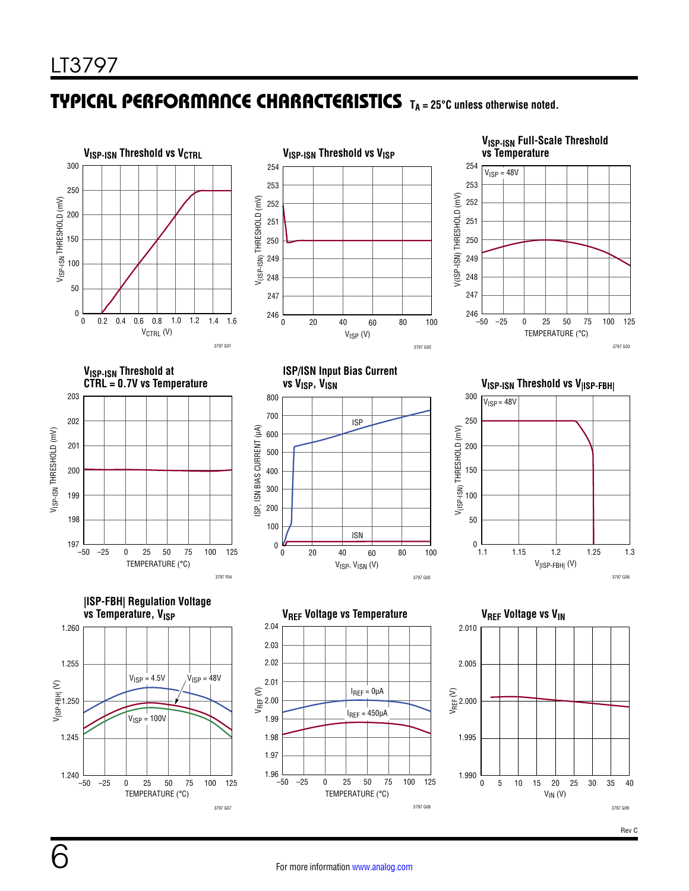## TYPICAL PERFORMANCE CHARACTERISTICS $T_A$ = 25°C unless otherwise noted.

**$V_{ISP-ISN}$ Threshold vs $V_{CTRL}$**

3797 G01

**$V_{ISP-ISN}$ Threshold vs $V_{ISP}$**

3797 G02

**$V_{ISP-ISN}$ Full-Scale Threshold vs Temperature**

$V_{ISP}$ = 48V

3797 G03

**$V_{ISP-ISN}$ Threshold at CTRL = 0.7V vs Temperature**

3797 F04

**ISP/ISN Input Bias Current vs $V_{ISP}$, $V_{ISN}$**

3797 G05

**$V_{ISP-ISN}$ Threshold vs $V_{|ISP-FBH|}$**

$V_{ISP}$ = 48V

3797 G06

**|ISP-FBH| Regulation Voltage vs Temperature, $V_{ISP}$**

$V_{ISP}$ = 4.5V, $V_{ISP}$ = 48V, $V_{ISP}$ = 100V

3797 G07

**$V_{REF}$ Voltage vs Temperature**

$I_{REF}$ = 0µA, $I_{REF}$ = 450µA

3797 G08

**$V_{REF}$ Voltage vs $V_{IN}$**

3797 G09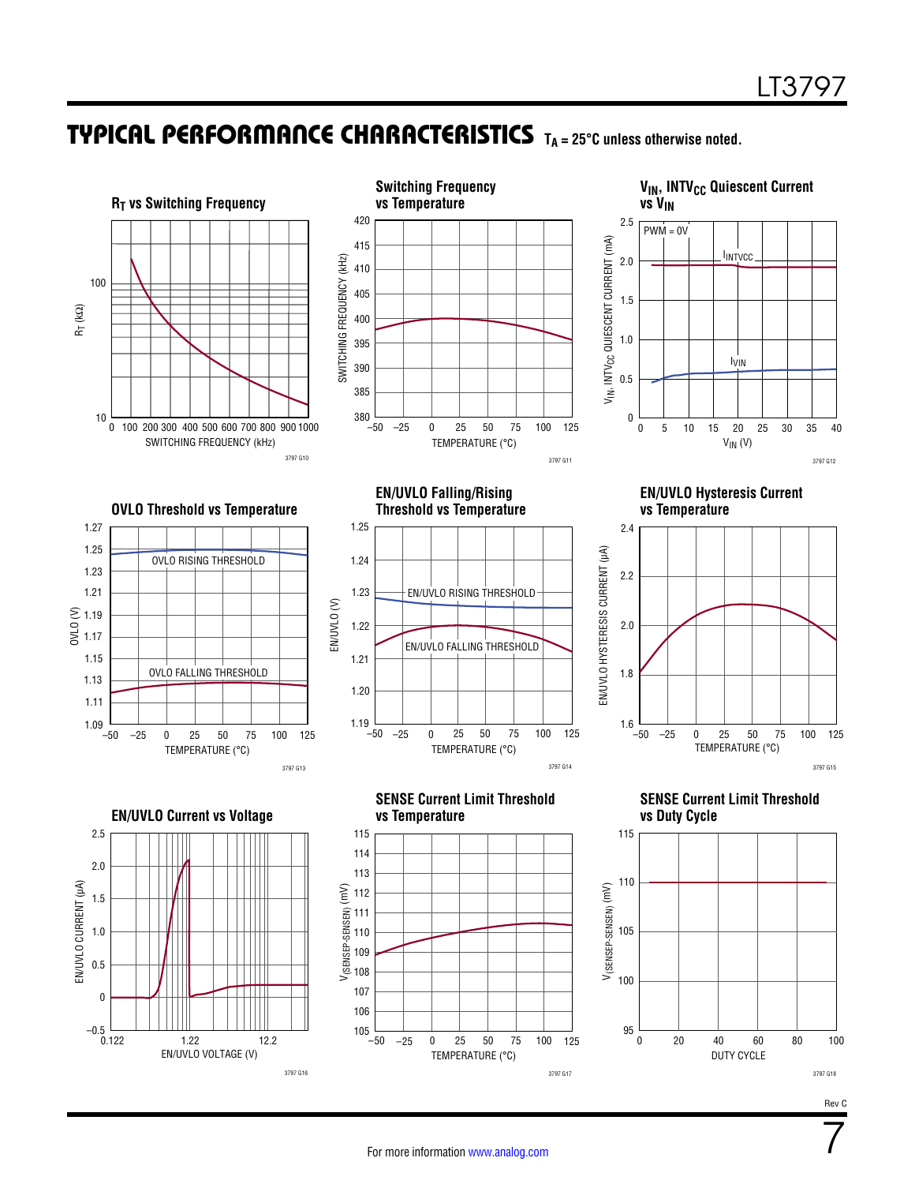## TYPICAL PERFORMANCE CHARACTERISTICS $T_A = 25°C$ unless otherwise noted.

**$R_T$ vs Switching Frequency**

$R_T$ (kΩ) vs SWITCHING FREQUENCY (kHz)

3797 G10

**Switching Frequency vs Temperature**

SWITCHING FREQUENCY (kHz) vs TEMPERATURE (°C)

3797 G11

**$V_{IN}$, $INTV_{CC}$ Quiescent Current vs $V_{IN}$**

PWM = 0V

$I_{INTVCC}$

$I_{VIN}$

$V_{IN}$, $INTV_{CC}$ QUIESCENT CURRENT (mA) vs $V_{IN}$ (V)

3797 G12

**OVLO Threshold vs Temperature**

OVLO RISING THRESHOLD

OVLO FALLING THRESHOLD

OVLO (V) vs TEMPERATURE (°C)

3797 G13

**EN/UVLO Falling/Rising Threshold vs Temperature**

EN/UVLO RISING THRESHOLD

EN/UVLO FALLING THRESHOLD

EN/UVLO (V) vs TEMPERATURE (°C)

3797 G14

**EN/UVLO Hysteresis Current vs Temperature**

EN/UVLO HYSTERESIS CURRENT (µA) vs TEMPERATURE (°C)

3797 G15

**EN/UVLO Current vs Voltage**

EN/UVLO CURRENT (µA) vs EN/UVLO VOLTAGE (V)

3797 G16

**SENSE Current Limit Threshold vs Temperature**

$V_{(SENSEP-SENSEN)}$ (mV) vs TEMPERATURE (°C)

3797 G17

**SENSE Current Limit Threshold vs Duty Cycle**

$V_{(SENSEP-SENSEN)}$ (mV) vs DUTY CYCLE

3797 G18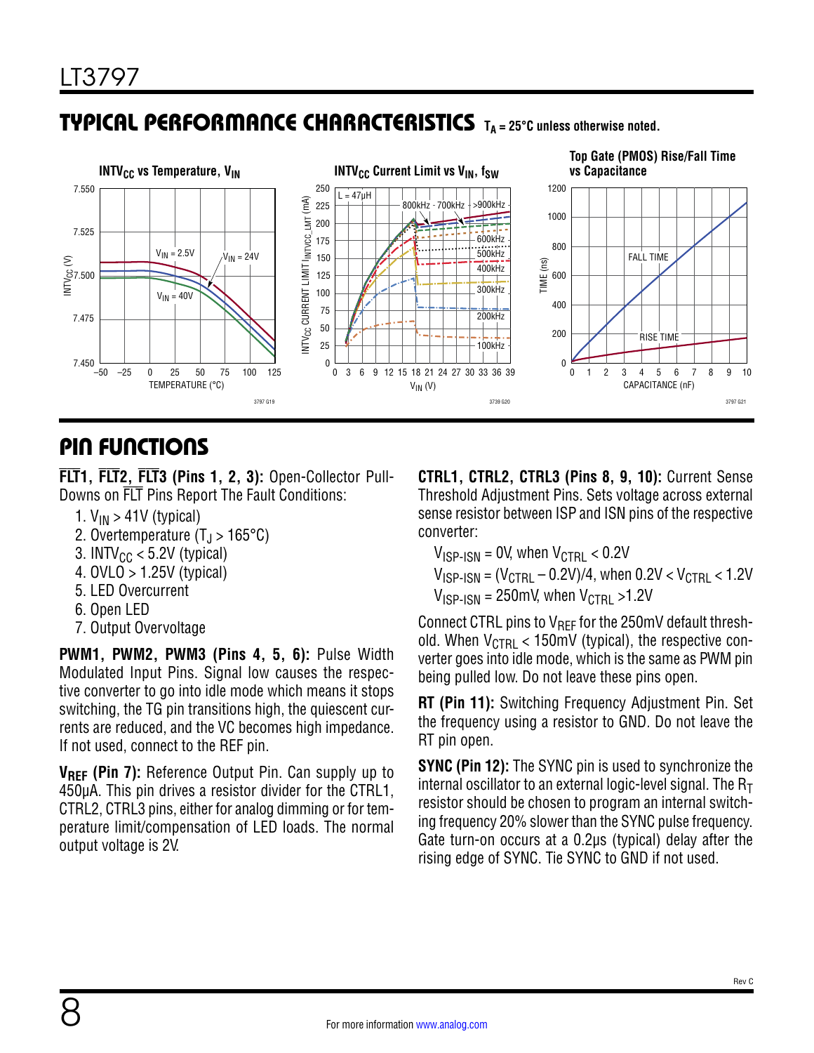## TYPICAL PERFORMANCE CHARACTERISTICS

$T_A = 25°C$ unless otherwise noted.

$INTV_{CC}$ vs Temperature, $V_{IN}$

$INTV_{CC}$ Current Limit vs $V_{IN}$, $f_{SW}$

Top Gate (PMOS) Rise/Fall Time vs Capacitance

## PIN FUNCTIONS

**$\overline{FLT1}$, $\overline{FLT2}$, $\overline{FLT3}$ (Pins 1, 2, 3):** Open-Collector Pull-Downs on $\overline{FLT}$ Pins Report The Fault Conditions:

1. $V_{IN}$ > 41V (typical)
2. Overtemperature ($T_J$ > 165°C)
3. $INTV_{CC}$ < 5.2V (typical)
4. OVLO > 1.25V (typical)
5. LED Overcurrent
6. Open LED
7. Output Overvoltage

**PWM1, PWM2, PWM3 (Pins 4, 5, 6):** Pulse Width Modulated Input Pins. Signal low causes the respective converter to go into idle mode which means it stops switching, the TG pin transitions high, the quiescent currents are reduced, and the VC becomes high impedance. If not used, connect to the REF pin.

**$V_{REF}$ (Pin 7):** Reference Output Pin. Can supply up to 450µA. This pin drives a resistor divider for the CTRL1, CTRL2, CTRL3 pins, either for analog dimming or for temperature limit/compensation of LED loads. The normal output voltage is 2V.

**CTRL1, CTRL2, CTRL3 (Pins 8, 9, 10):** Current Sense Threshold Adjustment Pins. Sets voltage across external sense resistor between ISP and ISN pins of the respective converter:

$V_{ISP-ISN}$ = 0V, when $V_{CTRL}$ < 0.2V

$V_{ISP-ISN}$ = ($V_{CTRL}$ – 0.2V)/4, when 0.2V < $V_{CTRL}$ < 1.2V

$V_{ISP-ISN}$ = 250mV, when $V_{CTRL}$ >1.2V

Connect CTRL pins to $V_{REF}$ for the 250mV default threshold. When $V_{CTRL}$ < 150mV (typical), the respective converter goes into idle mode, which is the same as PWM pin being pulled low. Do not leave these pins open.

**RT (Pin 11):** Switching Frequency Adjustment Pin. Set the frequency using a resistor to GND. Do not leave the RT pin open.

**SYNC (Pin 12):** The SYNC pin is used to synchronize the internal oscillator to an external logic-level signal. The $R_T$ resistor should be chosen to program an internal switching frequency 20% slower than the SYNC pulse frequency. Gate turn-on occurs at a 0.2µs (typical) delay after the rising edge of SYNC. Tie SYNC to GND if not used.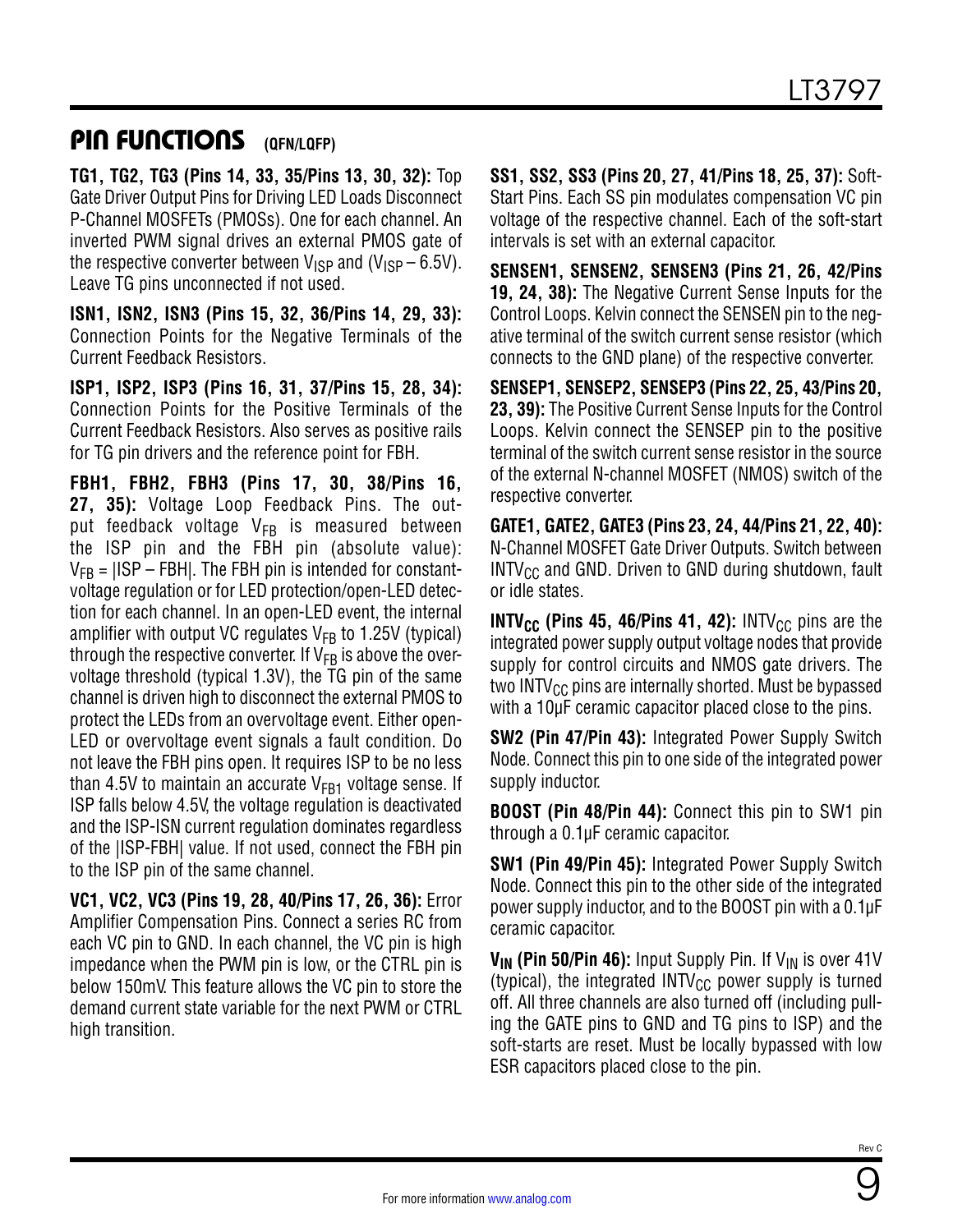## PIN FUNCTIONS (QFN/LQFP)

**TG1, TG2, TG3 (Pins 14, 33, 35/Pins 13, 30, 32):** Top Gate Driver Output Pins for Driving LED Loads Disconnect P-Channel MOSFETs (PMOSs). One for each channel. An inverted PWM signal drives an external PMOS gate of the respective converter between $V_{ISP}$ and ($V_{ISP}$ – 6.5V). Leave TG pins unconnected if not used.

**ISN1, ISN2, ISN3 (Pins 15, 32, 36/Pins 14, 29, 33):** Connection Points for the Negative Terminals of the Current Feedback Resistors.

**ISP1, ISP2, ISP3 (Pins 16, 31, 37/Pins 15, 28, 34):** Connection Points for the Positive Terminals of the Current Feedback Resistors. Also serves as positive rails for TG pin drivers and the reference point for FBH.

**FBH1, FBH2, FBH3 (Pins 17, 30, 38/Pins 16, 27, 35):** Voltage Loop Feedback Pins. The output feedback voltage $V_{FB}$ is measured between the ISP pin and the FBH pin (absolute value): $V_{FB}$ = |ISP – FBH|. The FBH pin is intended for constant-voltage regulation or for LED protection/open-LED detection for each channel. In an open-LED event, the internal amplifier with output VC regulates $V_{FB}$ to 1.25V (typical) through the respective converter. If $V_{FB}$ is above the overvoltage threshold (typical 1.3V), the TG pin of the same channel is driven high to disconnect the external PMOS to protect the LEDs from an overvoltage event. Either open-LED or overvoltage event signals a fault condition. Do not leave the FBH pins open. It requires ISP to be no less than 4.5V to maintain an accurate $V_{FB1}$ voltage sense. If ISP falls below 4.5V, the voltage regulation is deactivated and the ISP-ISN current regulation dominates regardless of the |ISP-FBH| value. If not used, connect the FBH pin to the ISP pin of the same channel.

**VC1, VC2, VC3 (Pins 19, 28, 40/Pins 17, 26, 36):** Error Amplifier Compensation Pins. Connect a series RC from each VC pin to GND. In each channel, the VC pin is high impedance when the PWM pin is low, or the CTRL pin is below 150mV. This feature allows the VC pin to store the demand current state variable for the next PWM or CTRL high transition.

**SS1, SS2, SS3 (Pins 20, 27, 41/Pins 18, 25, 37):** Soft-Start Pins. Each SS pin modulates compensation VC pin voltage of the respective channel. Each of the soft-start intervals is set with an external capacitor.

**SENSEN1, SENSEN2, SENSEN3 (Pins 21, 26, 42/Pins 19, 24, 38):** The Negative Current Sense Inputs for the Control Loops. Kelvin connect the SENSEN pin to the negative terminal of the switch current sense resistor (which connects to the GND plane) of the respective converter.

**SENSEP1, SENSEP2, SENSEP3 (Pins 22, 25, 43/Pins 20, 23, 39):** The Positive Current Sense Inputs for the Control Loops. Kelvin connect the SENSEP pin to the positive terminal of the switch current sense resistor in the source of the external N-channel MOSFET (NMOS) switch of the respective converter.

**GATE1, GATE2, GATE3 (Pins 23, 24, 44/Pins 21, 22, 40):** N-Channel MOSFET Gate Driver Outputs. Switch between $INTV_{CC}$ and GND. Driven to GND during shutdown, fault or idle states.

**$INTV_{CC}$ (Pins 45, 46/Pins 41, 42):** $INTV_{CC}$ pins are the integrated power supply output voltage nodes that provide supply for control circuits and NMOS gate drivers. The two $INTV_{CC}$ pins are internally shorted. Must be bypassed with a 10µF ceramic capacitor placed close to the pins.

**SW2 (Pin 47/Pin 43):** Integrated Power Supply Switch Node. Connect this pin to one side of the integrated power supply inductor.

**BOOST (Pin 48/Pin 44):** Connect this pin to SW1 pin through a 0.1µF ceramic capacitor.

**SW1 (Pin 49/Pin 45):** Integrated Power Supply Switch Node. Connect this pin to the other side of the integrated power supply inductor, and to the BOOST pin with a 0.1µF ceramic capacitor.

**$V_{IN}$ (Pin 50/Pin 46):** Input Supply Pin. If $V_{IN}$ is over 41V (typical), the integrated $INTV_{CC}$ power supply is turned off. All three channels are also turned off (including pulling the GATE pins to GND and TG pins to ISP) and the soft-starts are reset. Must be locally bypassed with low ESR capacitors placed close to the pin.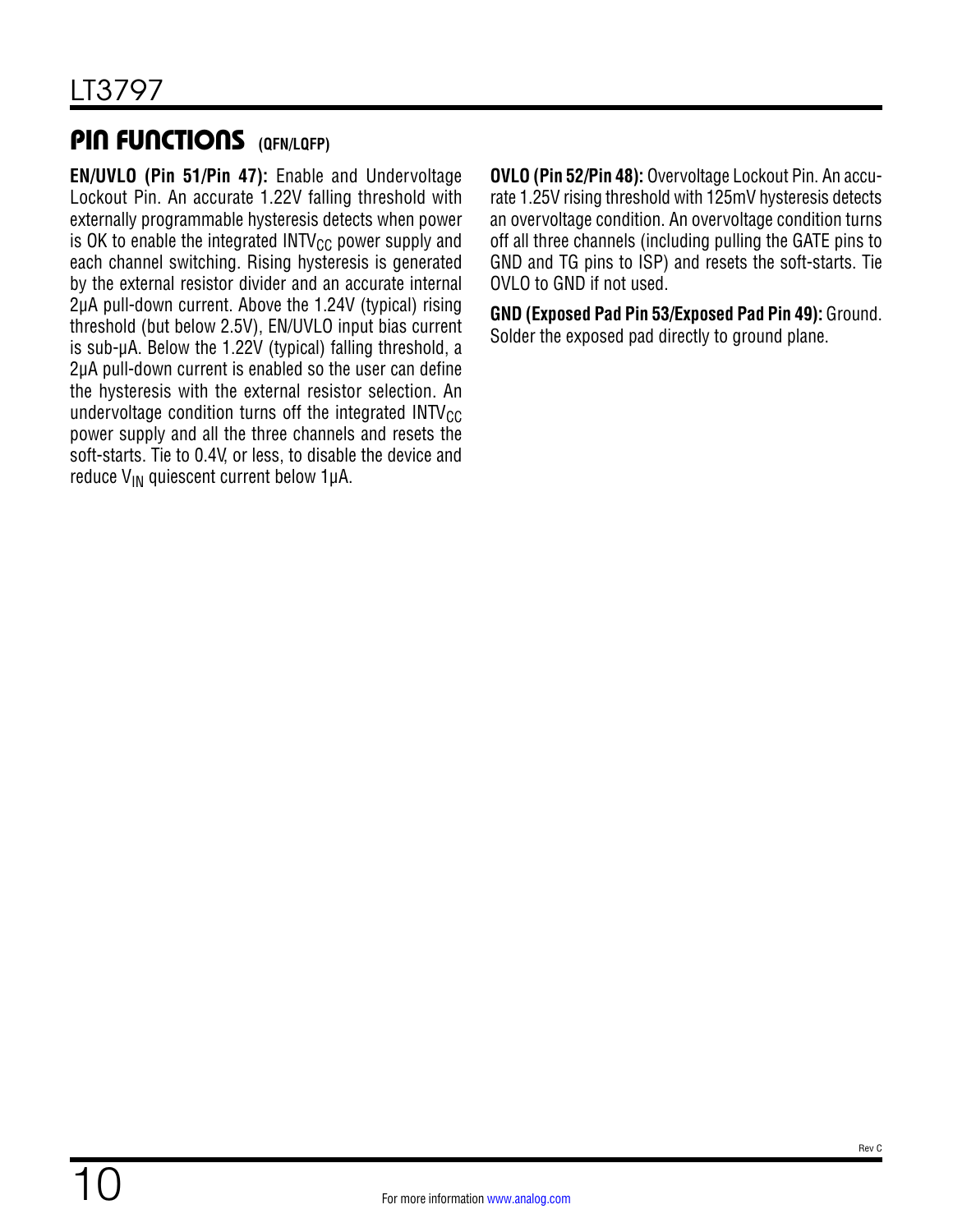## PIN FUNCTIONS (QFN/LQFP)

**EN/UVLO (Pin 51/Pin 47):** Enable and Undervoltage Lockout Pin. An accurate 1.22V falling threshold with externally programmable hysteresis detects when power is OK to enable the integrated $INTV_{CC}$ power supply and each channel switching. Rising hysteresis is generated by the external resistor divider and an accurate internal 2µA pull-down current. Above the 1.24V (typical) rising threshold (but below 2.5V), EN/UVLO input bias current is sub-µA. Below the 1.22V (typical) falling threshold, a 2µA pull-down current is enabled so the user can define the hysteresis with the external resistor selection. An undervoltage condition turns off the integrated $INTV_{CC}$ power supply and all the three channels and resets the soft-starts. Tie to 0.4V, or less, to disable the device and reduce $V_{IN}$ quiescent current below 1µA.

**OVLO (Pin 52/Pin 48):** Overvoltage Lockout Pin. An accurate 1.25V rising threshold with 125mV hysteresis detects an overvoltage condition. An overvoltage condition turns off all three channels (including pulling the GATE pins to GND and TG pins to ISP) and resets the soft-starts. Tie OVLO to GND if not used.

**GND (Exposed Pad Pin 53/Exposed Pad Pin 49):** Ground. Solder the exposed pad directly to ground plane.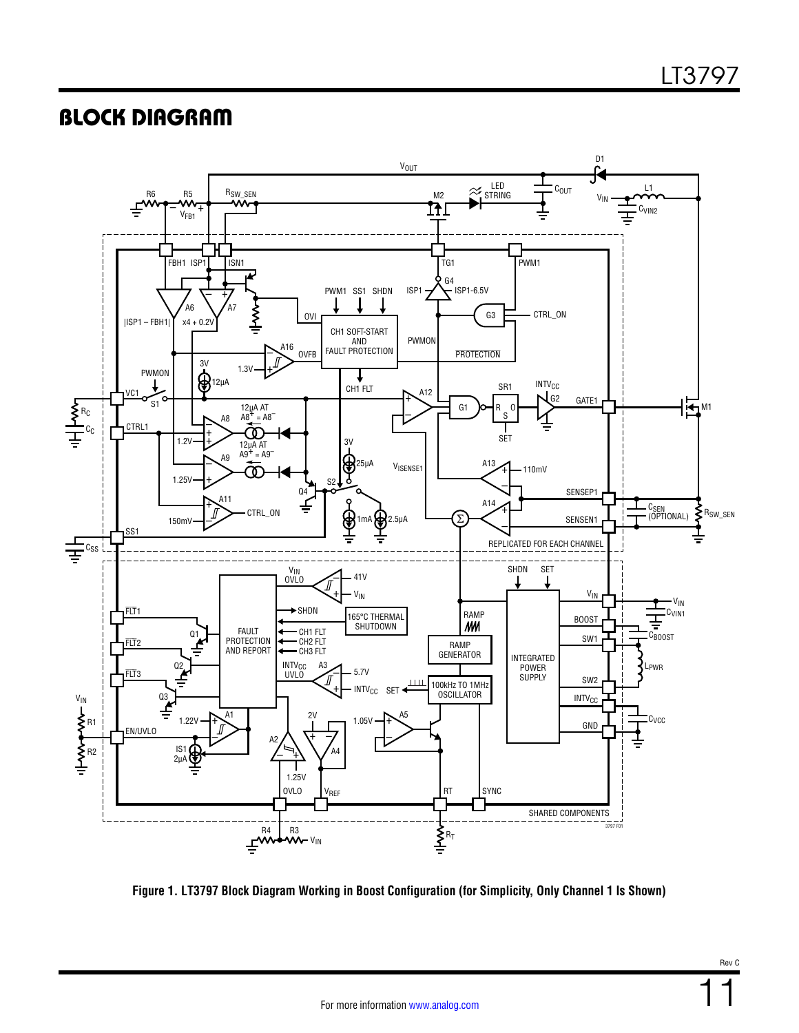## BLOCK DIAGRAM

Figure 1. LT3797 Block Diagram Working in Boost Configuration (for Simplicity, Only Channel 1 Is Shown)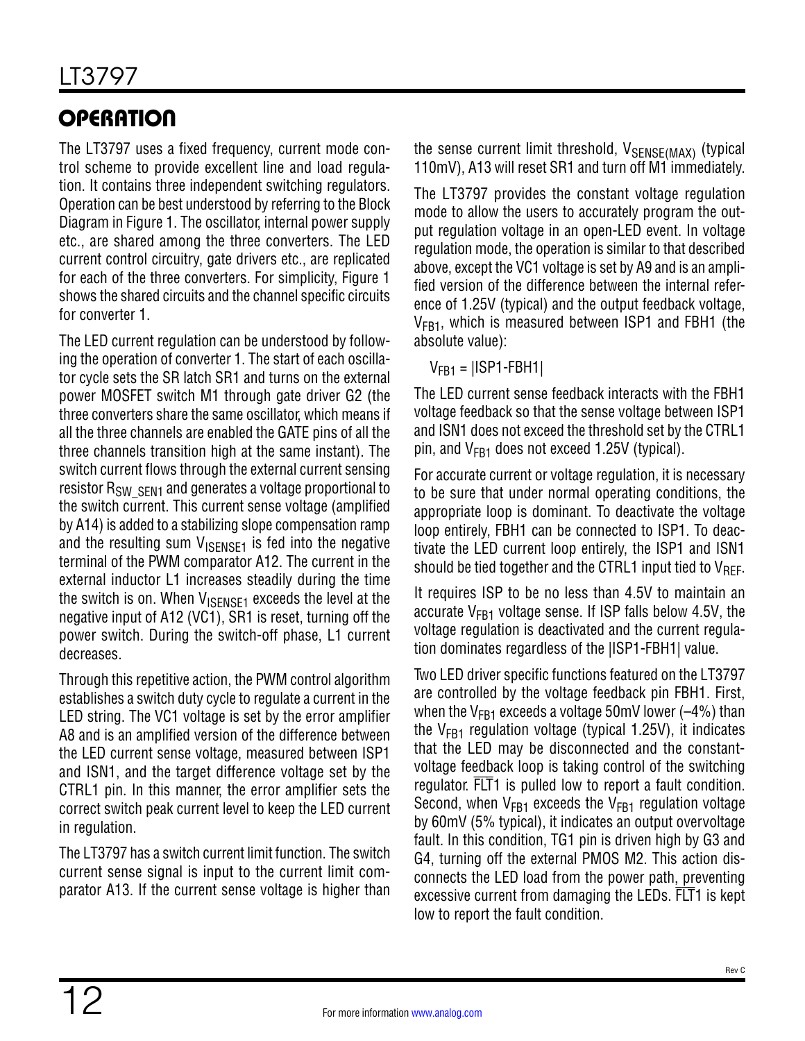## OPERATION

The LT3797 uses a fixed frequency, current mode control scheme to provide excellent line and load regulation. It contains three independent switching regulators. Operation can be best understood by referring to the Block Diagram in Figure 1. The oscillator, internal power supply etc., are shared among the three converters. The LED current control circuitry, gate drivers etc., are replicated for each of the three converters. For simplicity, Figure 1 shows the shared circuits and the channel specific circuits for converter 1.

The LED current regulation can be understood by following the operation of converter 1. The start of each oscillator cycle sets the SR latch SR1 and turns on the external power MOSFET switch M1 through gate driver G2 (the three converters share the same oscillator, which means if all the three channels are enabled the GATE pins of all the three channels transition high at the same instant). The switch current flows through the external current sensing resistor $R_{SW\_SEN1}$ and generates a voltage proportional to the switch current. This current sense voltage (amplified by A14) is added to a stabilizing slope compensation ramp and the resulting sum $V_{ISENSE1}$ is fed into the negative terminal of the PWM comparator A12. The current in the external inductor L1 increases steadily during the time the switch is on. When $V_{ISENSE1}$ exceeds the level at the negative input of A12 (VC1), SR1 is reset, turning off the power switch. During the switch-off phase, L1 current decreases.

Through this repetitive action, the PWM control algorithm establishes a switch duty cycle to regulate a current in the LED string. The VC1 voltage is set by the error amplifier A8 and is an amplified version of the difference between the LED current sense voltage, measured between ISP1 and ISN1, and the target difference voltage set by the CTRL1 pin. In this manner, the error amplifier sets the correct switch peak current level to keep the LED current in regulation.

The LT3797 has a switch current limit function. The switch current sense signal is input to the current limit comparator A13. If the current sense voltage is higher than the sense current limit threshold, $V_{SENSE(MAX)}$ (typical 110mV), A13 will reset SR1 and turn off M1 immediately.

The LT3797 provides the constant voltage regulation mode to allow the users to accurately program the output regulation voltage in an open-LED event. In voltage regulation mode, the operation is similar to that described above, except the VC1 voltage is set by A9 and is an amplified version of the difference between the internal reference of 1.25V (typical) and the output feedback voltage, $V_{FB1}$, which is measured between ISP1 and FBH1 (the absolute value):

$V_{FB1} = |ISP1\text{-}FBH1|$

The LED current sense feedback interacts with the FBH1 voltage feedback so that the sense voltage between ISP1 and ISN1 does not exceed the threshold set by the CTRL1 pin, and $V_{FB1}$ does not exceed 1.25V (typical).

For accurate current or voltage regulation, it is necessary to be sure that under normal operating conditions, the appropriate loop is dominant. To deactivate the voltage loop entirely, FBH1 can be connected to ISP1. To deactivate the LED current loop entirely, the ISP1 and ISN1 should be tied together and the CTRL1 input tied to $V_{REF}$.

It requires ISP to be no less than 4.5V to maintain an accurate $V_{FB1}$ voltage sense. If ISP falls below 4.5V, the voltage regulation is deactivated and the current regulation dominates regardless of the |ISP1-FBH1| value.

Two LED driver specific functions featured on the LT3797 are controlled by the voltage feedback pin FBH1. First, when the $V_{FB1}$ exceeds a voltage 50mV lower (–4%) than the $V_{FB1}$ regulation voltage (typical 1.25V), it indicates that the LED may be disconnected and the constant-voltage feedback loop is taking control of the switching regulator. $\overline{FLT}1$ is pulled low to report a fault condition. Second, when $V_{FB1}$ exceeds the $V_{FB1}$ regulation voltage by 60mV (5% typical), it indicates an output overvoltage fault. In this condition, TG1 pin is driven high by G3 and G4, turning off the external PMOS M2. This action disconnects the LED load from the power path, preventing excessive current from damaging the LEDs. $\overline{FLT}1$ is kept low to report the fault condition.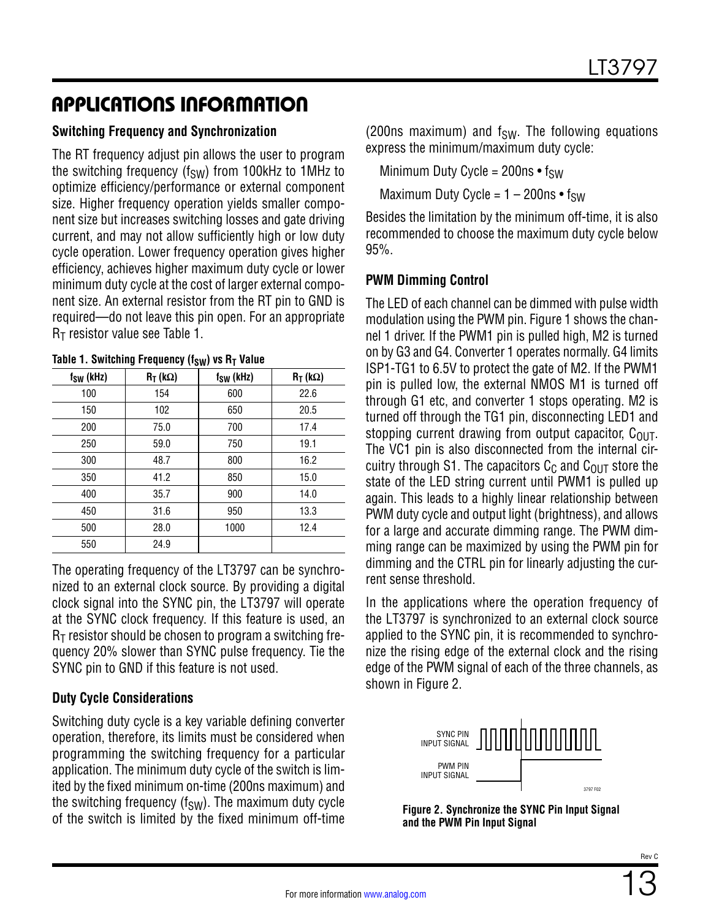## APPLICATIONS INFORMATION

### Switching Frequency and Synchronization

The RT frequency adjust pin allows the user to program the switching frequency ($f_{SW}$) from 100kHz to 1MHz to optimize efficiency/performance or external component size. Higher frequency operation yields smaller component size but increases switching losses and gate driving current, and may not allow sufficiently high or low duty cycle operation. Lower frequency operation gives higher efficiency, achieves higher maximum duty cycle or lower minimum duty cycle at the cost of larger external component size. An external resistor from the RT pin to GND is required—do not leave this pin open. For an appropriate $R_T$ resistor value see Table 1.

**Table 1. Switching Frequency ($f_{SW}$) vs $R_T$ Value**

| $f_{SW}$ (kHz) | $R_T$ (kΩ) | $f_{SW}$ (kHz) | $R_T$ (kΩ) |
|---|---|---|---|
| 100 | 154 | 600 | 22.6 |
| 150 | 102 | 650 | 20.5 |
| 200 | 75.0 | 700 | 17.4 |
| 250 | 59.0 | 750 | 19.1 |
| 300 | 48.7 | 800 | 16.2 |
| 350 | 41.2 | 850 | 15.0 |
| 400 | 35.7 | 900 | 14.0 |
| 450 | 31.6 | 950 | 13.3 |
| 500 | 28.0 | 1000 | 12.4 |
| 550 | 24.9 | | |

The operating frequency of the LT3797 can be synchronized to an external clock source. By providing a digital clock signal into the SYNC pin, the LT3797 will operate at the SYNC clock frequency. If this feature is used, an $R_T$ resistor should be chosen to program a switching frequency 20% slower than SYNC pulse frequency. Tie the SYNC pin to GND if this feature is not used.

### Duty Cycle Considerations

Switching duty cycle is a key variable defining converter operation, therefore, its limits must be considered when programming the switching frequency for a particular application. The minimum duty cycle of the switch is limited by the fixed minimum on-time (200ns maximum) and the switching frequency ($f_{SW}$). The maximum duty cycle of the switch is limited by the fixed minimum off-time (200ns maximum) and $f_{SW}$. The following equations express the minimum/maximum duty cycle:

$$\text{Minimum Duty Cycle} = 200\text{ns} \bullet f_{SW}$$

$$\text{Maximum Duty Cycle} = 1 - 200\text{ns} \bullet f_{SW}$$

Besides the limitation by the minimum off-time, it is also recommended to choose the maximum duty cycle below 95%.

### PWM Dimming Control

The LED of each channel can be dimmed with pulse width modulation using the PWM pin. Figure 1 shows the channel 1 driver. If the PWM1 pin is pulled high, M2 is turned on by G3 and G4. Converter 1 operates normally. G4 limits ISP1-TG1 to 6.5V to protect the gate of M2. If the PWM1 pin is pulled low, the external NMOS M1 is turned off through G1 etc, and converter 1 stops operating. M2 is turned off through the TG1 pin, disconnecting LED1 and stopping current drawing from output capacitor, $C_{OUT}$. The VC1 pin is also disconnected from the internal circuitry through S1. The capacitors $C_C$ and $C_{OUT}$ store the state of the LED string current until PWM1 is pulled up again. This leads to a highly linear relationship between PWM duty cycle and output light (brightness), and allows for a large and accurate dimming range. The PWM dimming range can be maximized by using the PWM pin for dimming and the CTRL pin for linearly adjusting the current sense threshold.

In the applications where the operation frequency of the LT3797 is synchronized to an external clock source applied to the SYNC pin, it is recommended to synchronize the rising edge of the external clock and the rising edge of the PWM signal of each of the three channels, as shown in Figure 2.

SYNC PIN INPUT SIGNAL

PWM PIN INPUT SIGNAL

3797 F02

**Figure 2. Synchronize the SYNC Pin Input Signal and the PWM Pin Input Signal**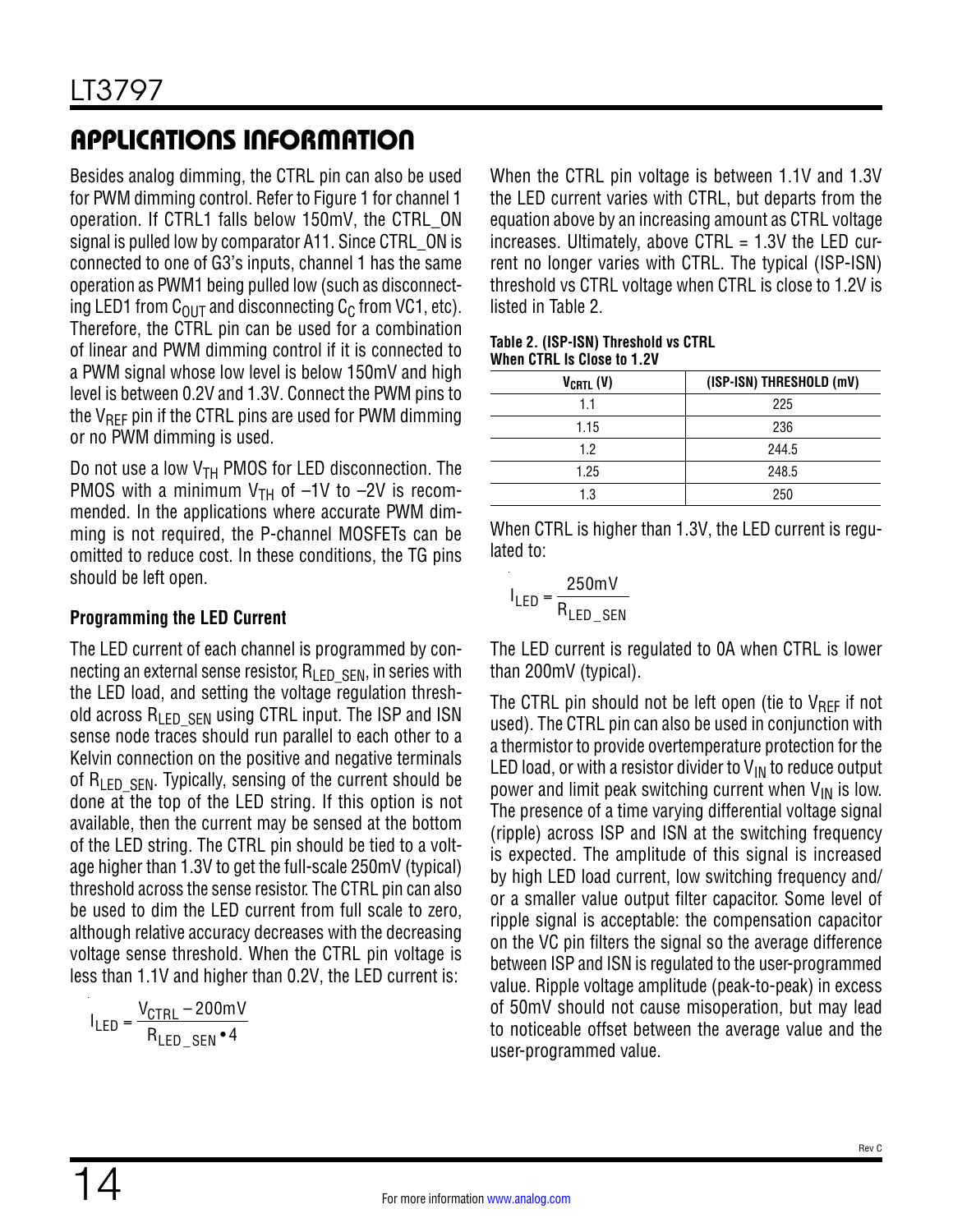## APPLICATIONS INFORMATION

Besides analog dimming, the CTRL pin can also be used for PWM dimming control. Refer to Figure 1 for channel 1 operation. If CTRL1 falls below 150mV, the CTRL_ON signal is pulled low by comparator A11. Since CTRL_ON is connected to one of G3's inputs, channel 1 has the same operation as PWM1 being pulled low (such as disconnecting LED1 from $C_{OUT}$ and disconnecting $C_C$ from VC1, etc). Therefore, the CTRL pin can be used for a combination of linear and PWM dimming control if it is connected to a PWM signal whose low level is below 150mV and high level is between 0.2V and 1.3V. Connect the PWM pins to the $V_{REF}$ pin if the CTRL pins are used for PWM dimming or no PWM dimming is used.

Do not use a low $V_{TH}$ PMOS for LED disconnection. The PMOS with a minimum $V_{TH}$ of –1V to –2V is recommended. In the applications where accurate PWM dimming is not required, the P-channel MOSFETs can be omitted to reduce cost. In these conditions, the TG pins should be left open.

### Programming the LED Current

The LED current of each channel is programmed by connecting an external sense resistor, $R_{LED\_SEN}$, in series with the LED load, and setting the voltage regulation threshold across $R_{LED\_SEN}$ using CTRL input. The ISP and ISN sense node traces should run parallel to each other to a Kelvin connection on the positive and negative terminals of $R_{LED\_SEN}$. Typically, sensing of the current should be done at the top of the LED string. If this option is not available, then the current may be sensed at the bottom of the LED string. The CTRL pin should be tied to a voltage higher than 1.3V to get the full-scale 250mV (typical) threshold across the sense resistor. The CTRL pin can also be used to dim the LED current from full scale to zero, although relative accuracy decreases with the decreasing voltage sense threshold. When the CTRL pin voltage is less than 1.1V and higher than 0.2V, the LED current is:

$$I_{LED} = \frac{V_{CTRL} - 200\text{mV}}{R_{LED\_SEN} \bullet 4}$$

When the CTRL pin voltage is between 1.1V and 1.3V the LED current varies with CTRL, but departs from the equation above by an increasing amount as CTRL voltage increases. Ultimately, above CTRL = 1.3V the LED current no longer varies with CTRL. The typical (ISP-ISN) threshold vs CTRL voltage when CTRL is close to 1.2V is listed in Table 2.

**Table 2. (ISP-ISN) Threshold vs CTRL When CTRL Is Close to 1.2V**

| $V_{CRTL}$ (V) | (ISP-ISN) THRESHOLD (mV) |
|---|---|
| 1.1 | 225 |
| 1.15 | 236 |
| 1.2 | 244.5 |
| 1.25 | 248.5 |
| 1.3 | 250 |

When CTRL is higher than 1.3V, the LED current is regulated to:

$$I_{LED} = \frac{250\text{mV}}{R_{LED\_SEN}}$$

The LED current is regulated to 0A when CTRL is lower than 200mV (typical).

The CTRL pin should not be left open (tie to $V_{REF}$ if not used). The CTRL pin can also be used in conjunction with a thermistor to provide overtemperature protection for the LED load, or with a resistor divider to $V_{IN}$ to reduce output power and limit peak switching current when $V_{IN}$ is low. The presence of a time varying differential voltage signal (ripple) across ISP and ISN at the switching frequency is expected. The amplitude of this signal is increased by high LED load current, low switching frequency and/or a smaller value output filter capacitor. Some level of ripple signal is acceptable: the compensation capacitor on the VC pin filters the signal so the average difference between ISP and ISN is regulated to the user-programmed value. Ripple voltage amplitude (peak-to-peak) in excess of 50mV should not cause misoperation, but may lead to noticeable offset between the average value and the user-programmed value.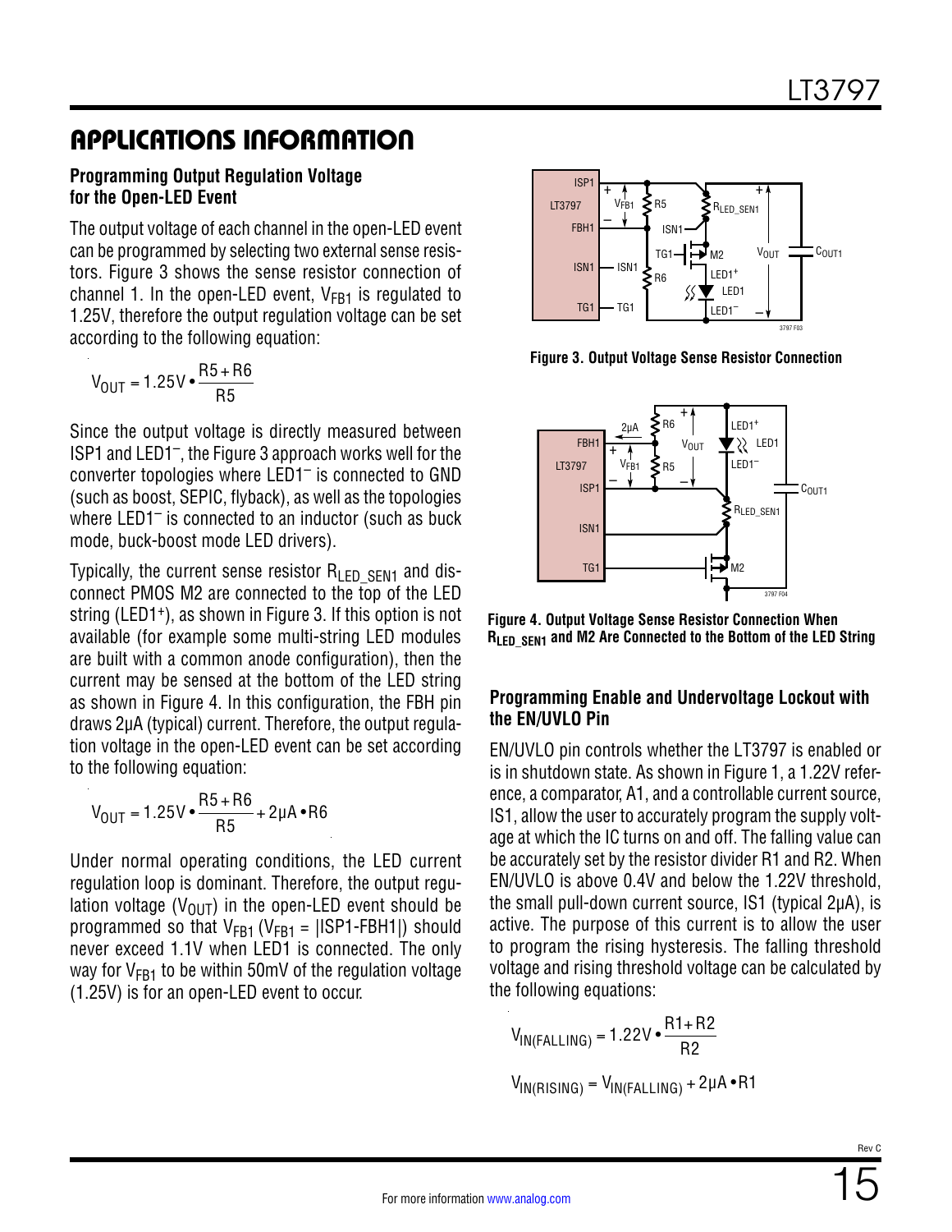## APPLICATIONS INFORMATION

### Programming Output Regulation Voltage for the Open-LED Event

The output voltage of each channel in the open-LED event can be programmed by selecting two external sense resistors. Figure 3 shows the sense resistor connection of channel 1. In the open-LED event, $V_{FB1}$ is regulated to 1.25V, therefore the output regulation voltage can be set according to the following equation:

$$V_{OUT} = 1.25V \bullet \frac{R5 + R6}{R5}$$

Since the output voltage is directly measured between ISP1 and LED1⁻, the Figure 3 approach works well for the converter topologies where LED1⁻ is connected to GND (such as boost, SEPIC, flyback), as well as the topologies where LED1⁻ is connected to an inductor (such as buck mode, buck-boost mode LED drivers).

Typically, the current sense resistor $R_{LED\_SEN1}$ and disconnect PMOS M2 are connected to the top of the LED string (LED1⁺), as shown in Figure 3. If this option is not available (for example some multi-string LED modules are built with a common anode configuration), then the current may be sensed at the bottom of the LED string as shown in Figure 4. In this configuration, the FBH pin draws 2µA (typical) current. Therefore, the output regulation voltage in the open-LED event can be set according to the following equation:

$$V_{OUT} = 1.25V \bullet \frac{R5 + R6}{R5} + 2\mu A \bullet R6$$

Under normal operating conditions, the LED current regulation loop is dominant. Therefore, the output regulation voltage ($V_{OUT}$) in the open-LED event should be programmed so that $V_{FB1}$ ($V_{FB1}$ = |ISP1-FBH1|) should never exceed 1.1V when LED1 is connected. The only way for $V_{FB1}$ to be within 50mV of the regulation voltage (1.25V) is for an open-LED event to occur.

**Figure 3. Output Voltage Sense Resistor Connection**

**Figure 4. Output Voltage Sense Resistor Connection When $R_{LED\_SEN1}$ and M2 Are Connected to the Bottom of the LED String**

### Programming Enable and Undervoltage Lockout with the EN/UVLO Pin

EN/UVLO pin controls whether the LT3797 is enabled or is in shutdown state. As shown in Figure 1, a 1.22V reference, a comparator, A1, and a controllable current source, IS1, allow the user to accurately program the supply voltage at which the IC turns on and off. The falling value can be accurately set by the resistor divider R1 and R2. When EN/UVLO is above 0.4V and below the 1.22V threshold, the small pull-down current source, IS1 (typical 2µA), is active. The purpose of this current is to allow the user to program the rising hysteresis. The falling threshold voltage and rising threshold voltage can be calculated by the following equations:

$$V_{IN(FALLING)} = 1.22V \bullet \frac{R1 + R2}{R2}$$

$$V_{IN(RISING)} = V_{IN(FALLING)} + 2\mu A \bullet R1$$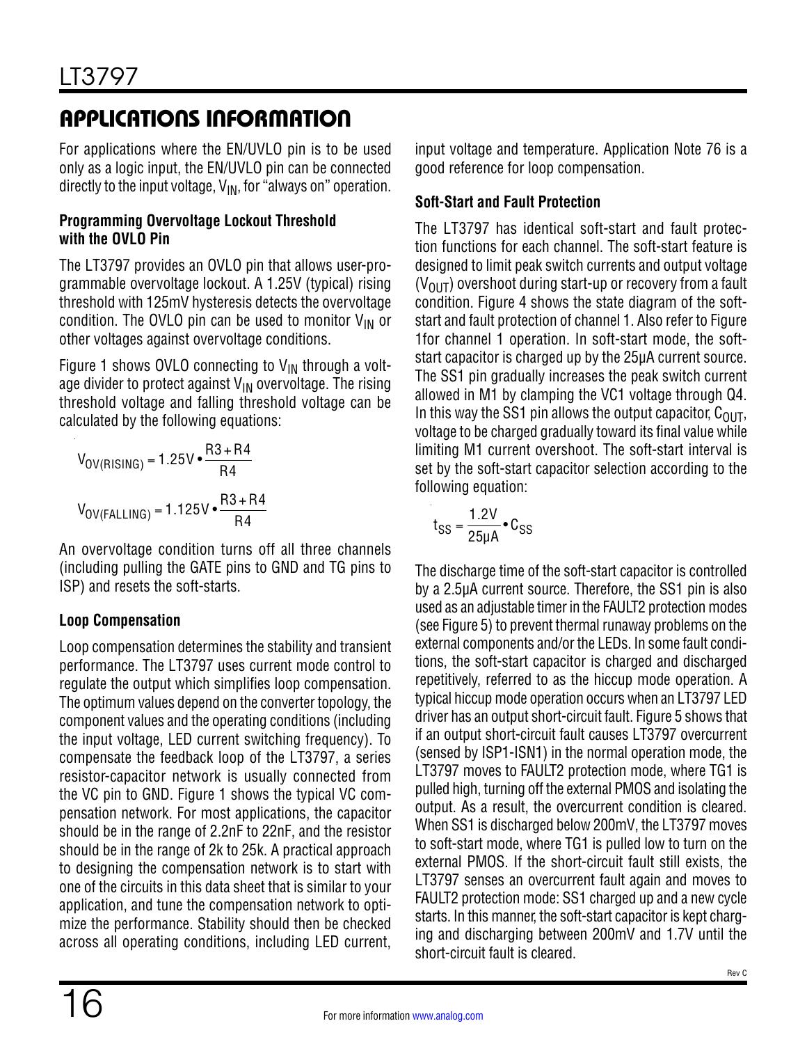## APPLICATIONS INFORMATION

For applications where the EN/UVLO pin is to be used only as a logic input, the EN/UVLO pin can be connected directly to the input voltage, $V_{IN}$, for "always on" operation.

**Programming Overvoltage Lockout Threshold with the OVLO Pin**

The LT3797 provides an OVLO pin that allows user-programmable overvoltage lockout. A 1.25V (typical) rising threshold with 125mV hysteresis detects the overvoltage condition. The OVLO pin can be used to monitor $V_{IN}$ or other voltages against overvoltage conditions.

Figure 1 shows OVLO connecting to $V_{IN}$ through a voltage divider to protect against $V_{IN}$ overvoltage. The rising threshold voltage and falling threshold voltage can be calculated by the following equations:

$$V_{OV(RISING)} = 1.25V \cdot \frac{R3 + R4}{R4}$$

$$V_{OV(FALLING)} = 1.125V \cdot \frac{R3 + R4}{R4}$$

An overvoltage condition turns off all three channels (including pulling the GATE pins to GND and TG pins to ISP) and resets the soft-starts.

**Loop Compensation**

Loop compensation determines the stability and transient performance. The LT3797 uses current mode control to regulate the output which simplifies loop compensation. The optimum values depend on the converter topology, the component values and the operating conditions (including the input voltage, LED current switching frequency). To compensate the feedback loop of the LT3797, a series resistor-capacitor network is usually connected from the VC pin to GND. Figure 1 shows the typical VC compensation network. For most applications, the capacitor should be in the range of 2.2nF to 22nF, and the resistor should be in the range of 2k to 25k. A practical approach to designing the compensation network is to start with one of the circuits in this data sheet that is similar to your application, and tune the compensation network to optimize the performance. Stability should then be checked across all operating conditions, including LED current, input voltage and temperature. Application Note 76 is a good reference for loop compensation.

**Soft-Start and Fault Protection**

The LT3797 has identical soft-start and fault protection functions for each channel. The soft-start feature is designed to limit peak switch currents and output voltage ($V_{OUT}$) overshoot during start-up or recovery from a fault condition. Figure 4 shows the state diagram of the soft-start and fault protection of channel 1. Also refer to Figure 1for channel 1 operation. In soft-start mode, the soft-start capacitor is charged up by the 25µA current source. The SS1 pin gradually increases the peak switch current allowed in M1 by clamping the VC1 voltage through Q4. In this way the SS1 pin allows the output capacitor, $C_{OUT}$, voltage to be charged gradually toward its final value while limiting M1 current overshoot. The soft-start interval is set by the soft-start capacitor selection according to the following equation:

$$t_{SS} = \frac{1.2V}{25\mu A} \cdot C_{SS}$$

The discharge time of the soft-start capacitor is controlled by a 2.5µA current source. Therefore, the SS1 pin is also used as an adjustable timer in the FAULT2 protection modes (see Figure 5) to prevent thermal runaway problems on the external components and/or the LEDs. In some fault conditions, the soft-start capacitor is charged and discharged repetitively, referred to as the hiccup mode operation. A typical hiccup mode operation occurs when an LT3797 LED driver has an output short-circuit fault. Figure 5 shows that if an output short-circuit fault causes LT3797 overcurrent (sensed by ISP1-ISN1) in the normal operation mode, the LT3797 moves to FAULT2 protection mode, where TG1 is pulled high, turning off the external PMOS and isolating the output. As a result, the overcurrent condition is cleared. When SS1 is discharged below 200mV, the LT3797 moves to soft-start mode, where TG1 is pulled low to turn on the external PMOS. If the short-circuit fault still exists, the LT3797 senses an overcurrent fault again and moves to FAULT2 protection mode: SS1 charged up and a new cycle starts. In this manner, the soft-start capacitor is kept charging and discharging between 200mV and 1.7V until the short-circuit fault is cleared.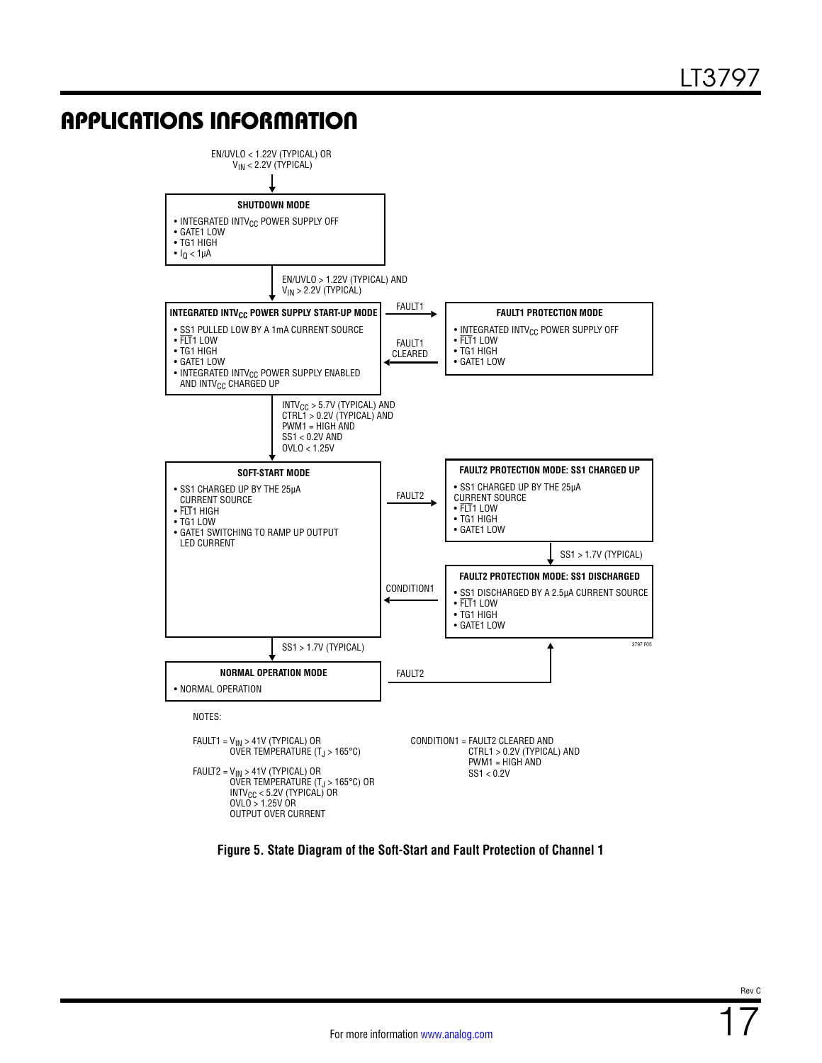## APPLICATIONS INFORMATION

EN/UVLO < 1.22V (TYPICAL) OR
$V_{IN}$ < 2.2V (TYPICAL)

**SHUTDOWN MODE**

- INTEGRATED $INTV_{CC}$ POWER SUPPLY OFF
- GATE1 LOW
- TG1 HIGH
- $I_Q$ < 1µA

EN/UVLO > 1.22V (TYPICAL) AND
$V_{IN}$ > 2.2V (TYPICAL)

**INTEGRATED $INTV_{CC}$ POWER SUPPLY START-UP MODE**

- SS1 PULLED LOW BY A 1mA CURRENT SOURCE
- $\overline{FLT}$1 LOW
- TG1 HIGH
- GATE1 LOW
- INTEGRATED $INTV_{CC}$ POWER SUPPLY ENABLED AND $INTV_{CC}$ CHARGED UP

FAULT1 →

**FAULT1 PROTECTION MODE**

- INTEGRATED $INTV_{CC}$ POWER SUPPLY OFF
- $\overline{FLT}$1 LOW
- TG1 HIGH
- GATE1 LOW

← FAULT1 CLEARED

$INTV_{CC}$ > 5.7V (TYPICAL) AND
CTRL1 > 0.2V (TYPICAL) AND
PWM1 = HIGH AND
SS1 < 0.2V AND
OVLO < 1.25V

**SOFT-START MODE**

- SS1 CHARGED UP BY THE 25µA CURRENT SOURCE
- $\overline{FLT}$1 HIGH
- TG1 LOW
- GATE1 SWITCHING TO RAMP UP OUTPUT LED CURRENT

FAULT2 →

**FAULT2 PROTECTION MODE: SS1 CHARGED UP**

- SS1 CHARGED UP BY THE 25µA CURRENT SOURCE
- $\overline{FLT}$1 LOW
- TG1 HIGH
- GATE1 LOW

SS1 > 1.7V (TYPICAL)

**FAULT2 PROTECTION MODE: SS1 DISCHARGED**

- SS1 DISCHARGED BY A 2.5µA CURRENT SOURCE
- $\overline{FLT}$1 LOW
- TG1 HIGH
- GATE1 LOW

← CONDITION1

SS1 > 1.7V (TYPICAL)

**NORMAL OPERATION MODE**

- NORMAL OPERATION

FAULT2 → (to FAULT2 PROTECTION MODE: SS1 DISCHARGED)

NOTES:

FAULT1 = $V_{IN}$ > 41V (TYPICAL) OR
OVER TEMPERATURE ($T_J$ > 165°C)

FAULT2 = $V_{IN}$ > 41V (TYPICAL) OR
OVER TEMPERATURE ($T_J$ > 165°C) OR
$INTV_{CC}$ < 5.2V (TYPICAL) OR
OVLO > 1.25V OR
OUTPUT OVER CURRENT

CONDITION1 = FAULT2 CLEARED AND
CTRL1 > 0.2V (TYPICAL) AND
PWM1 = HIGH AND
SS1 < 0.2V

**Figure 5. State Diagram of the Soft-Start and Fault Protection of Channel 1**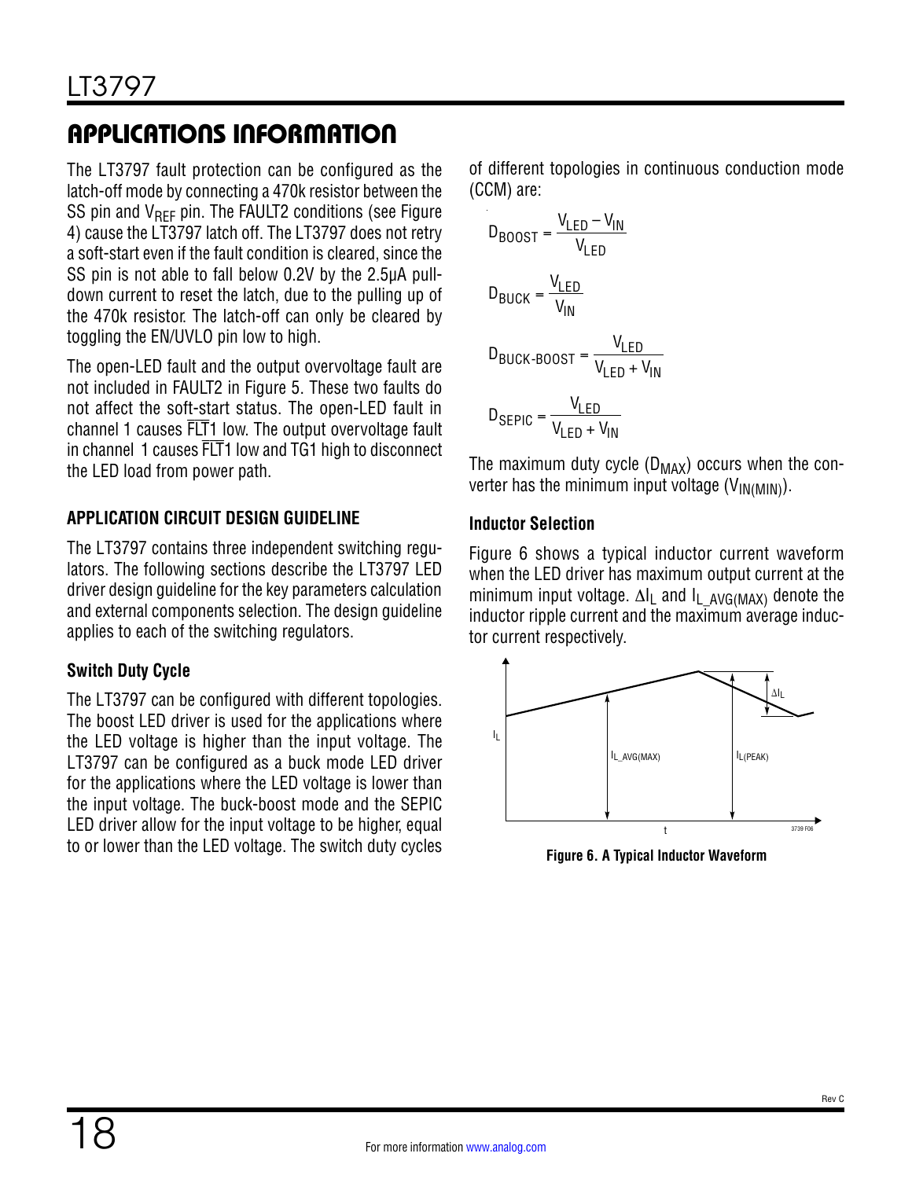# APPLICATIONS INFORMATION

The LT3797 fault protection can be configured as the latch-off mode by connecting a 470k resistor between the SS pin and $V_{REF}$ pin. The FAULT2 conditions (see Figure 4) cause the LT3797 latch off. The LT3797 does not retry a soft-start even if the fault condition is cleared, since the SS pin is not able to fall below 0.2V by the 2.5µA pull-down current to reset the latch, due to the pulling up of the 470k resistor. The latch-off can only be cleared by toggling the EN/UVLO pin low to high.

The open-LED fault and the output overvoltage fault are not included in FAULT2 in Figure 5. These two faults do not affect the soft-start status. The open-LED fault in channel 1 causes $\overline{FLT}$1 low. The output overvoltage fault in channel 1 causes $\overline{FLT}$1 low and TG1 high to disconnect the LED load from power path.

## APPLICATION CIRCUIT DESIGN GUIDELINE

The LT3797 contains three independent switching regulators. The following sections describe the LT3797 LED driver design guideline for the key parameters calculation and external components selection. The design guideline applies to each of the switching regulators.

### Switch Duty Cycle

The LT3797 can be configured with different topologies. The boost LED driver is used for the applications where the LED voltage is higher than the input voltage. The LT3797 can be configured as a buck mode LED driver for the applications where the LED voltage is lower than the input voltage. The buck-boost mode and the SEPIC LED driver allow for the input voltage to be higher, equal to or lower than the LED voltage. The switch duty cycles of different topologies in continuous conduction mode (CCM) are:

$$D_{BOOST} = \frac{V_{LED} - V_{IN}}{V_{LED}}$$

$$D_{BUCK} = \frac{V_{LED}}{V_{IN}}$$

$$D_{BUCK\text{-}BOOST} = \frac{V_{LED}}{V_{LED} + V_{IN}}$$

$$D_{SEPIC} = \frac{V_{LED}}{V_{LED} + V_{IN}}$$

The maximum duty cycle ($D_{MAX}$) occurs when the converter has the minimum input voltage ($V_{IN(MIN)}$).

### Inductor Selection

Figure 6 shows a typical inductor current waveform when the LED driver has maximum output current at the minimum input voltage. $\Delta I_L$ and $I_{L\_AVG(MAX)}$ denote the inductor ripple current and the maximum average inductor current respectively.

**Figure 6. A Typical Inductor Waveform**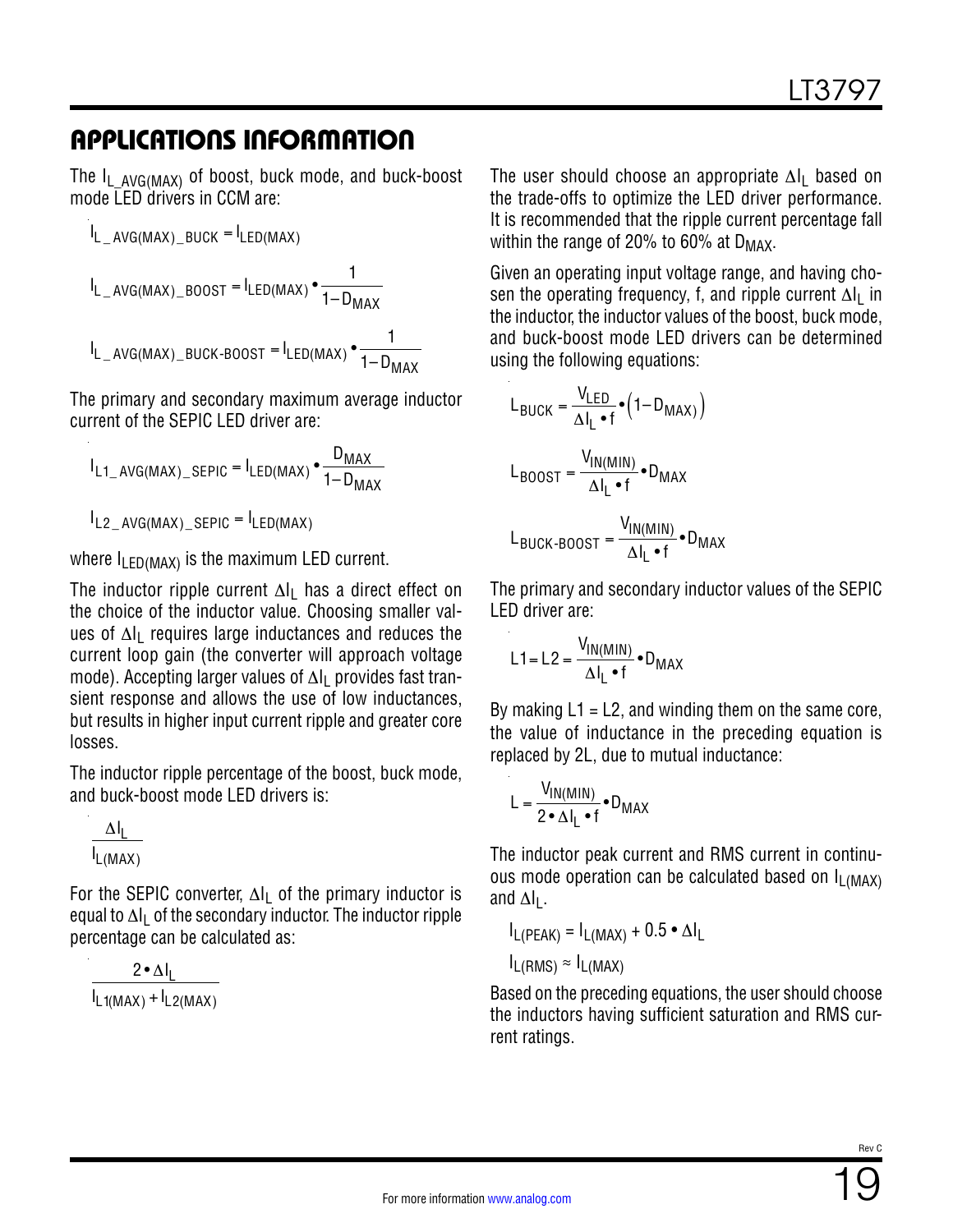## APPLICATIONS INFORMATION

The $I_{L\_AVG(MAX)}$ of boost, buck mode, and buck-boost mode LED drivers in CCM are:

$$I_{L\_AVG(MAX)\_BUCK} = I_{LED(MAX)}$$

$$I_{L\_AVG(MAX)\_BOOST} = I_{LED(MAX)} \bullet \frac{1}{1-D_{MAX}}$$

$$I_{L\_AVG(MAX)\_BUCK\text{-}BOOST} = I_{LED(MAX)} \bullet \frac{1}{1-D_{MAX}}$$

The primary and secondary maximum average inductor current of the SEPIC LED driver are:

$$I_{L1\_AVG(MAX)\_SEPIC} = I_{LED(MAX)} \bullet \frac{D_{MAX}}{1-D_{MAX}}$$

$$I_{L2\_AVG(MAX)\_SEPIC} = I_{LED(MAX)}$$

where $I_{LED(MAX)}$ is the maximum LED current.

The inductor ripple current $\Delta I_L$ has a direct effect on the choice of the inductor value. Choosing smaller values of $\Delta I_L$ requires large inductances and reduces the current loop gain (the converter will approach voltage mode). Accepting larger values of $\Delta I_L$ provides fast transient response and allows the use of low inductances, but results in higher input current ripple and greater core losses.

The inductor ripple percentage of the boost, buck mode, and buck-boost mode LED drivers is:

$$\frac{\Delta I_L}{I_{L(MAX)}}$$

For the SEPIC converter, $\Delta I_L$ of the primary inductor is equal to $\Delta I_L$ of the secondary inductor. The inductor ripple percentage can be calculated as:

$$\frac{2 \bullet \Delta I_L}{I_{L1(MAX)} + I_{L2(MAX)}}$$

The user should choose an appropriate $\Delta I_L$ based on the trade-offs to optimize the LED driver performance. It is recommended that the ripple current percentage fall within the range of 20% to 60% at $D_{MAX}$.

Given an operating input voltage range, and having chosen the operating frequency, f, and ripple current $\Delta I_L$ in the inductor, the inductor values of the boost, buck mode, and buck-boost mode LED drivers can be determined using the following equations:

$$L_{BUCK} = \frac{V_{LED}}{\Delta I_L \bullet f} \bullet (1 - D_{MAX})$$

$$L_{BOOST} = \frac{V_{IN(MIN)}}{\Delta I_L \bullet f} \bullet D_{MAX}$$

$$L_{BUCK\text{-}BOOST} = \frac{V_{IN(MIN)}}{\Delta I_L \bullet f} \bullet D_{MAX}$$

The primary and secondary inductor values of the SEPIC LED driver are:

$$L1 = L2 = \frac{V_{IN(MIN)}}{\Delta I_L \bullet f} \bullet D_{MAX}$$

By making L1 = L2, and winding them on the same core, the value of inductance in the preceding equation is replaced by 2L, due to mutual inductance:

$$L = \frac{V_{IN(MIN)}}{2 \bullet \Delta I_L \bullet f} \bullet D_{MAX}$$

The inductor peak current and RMS current in continuous mode operation can be calculated based on $I_{L(MAX)}$ and $\Delta I_L$.

$$I_{L(PEAK)} = I_{L(MAX)} + 0.5 \bullet \Delta I_L$$

$$I_{L(RMS)} \approx I_{L(MAX)}$$

Based on the preceding equations, the user should choose the inductors having sufficient saturation and RMS current ratings.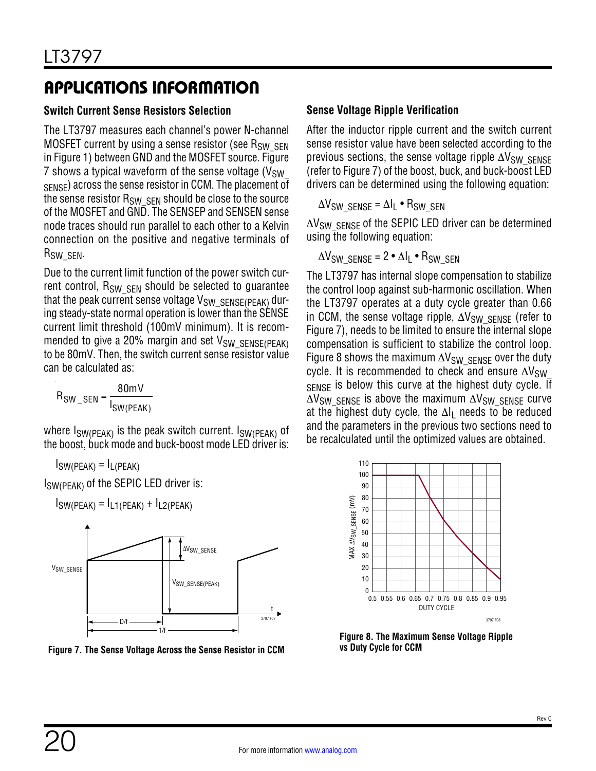## APPLICATIONS INFORMATION

### Switch Current Sense Resistors Selection

The LT3797 measures each channel's power N-channel MOSFET current by using a sense resistor (see $R_{SW\_SEN}$ in Figure 1) between GND and the MOSFET source. Figure 7 shows a typical waveform of the sense voltage ($V_{SW\_SENSE}$) across the sense resistor in CCM. The placement of the sense resistor $R_{SW\_SEN}$ should be close to the source of the MOSFET and GND. The SENSEP and SENSEN sense node traces should run parallel to each other to a Kelvin connection on the positive and negative terminals of $R_{SW\_SEN}$.

Due to the current limit function of the power switch current control, $R_{SW\_SEN}$ should be selected to guarantee that the peak current sense voltage $V_{SW\_SENSE(PEAK)}$ during steady-state normal operation is lower than the SENSE current limit threshold (100mV minimum). It is recommended to give a 20% margin and set $V_{SW\_SENSE(PEAK)}$ to be 80mV. Then, the switch current sense resistor value can be calculated as:

$$R_{SW\_SEN} = \frac{80mV}{I_{SW(PEAK)}}$$

where $I_{SW(PEAK)}$ is the peak switch current. $I_{SW(PEAK)}$ of the boost, buck mode and buck-boost mode LED driver is:

$$I_{SW(PEAK)} = I_{L(PEAK)}$$

$I_{SW(PEAK)}$ of the SEPIC LED driver is:

$$I_{SW(PEAK)} = I_{L1(PEAK)} + I_{L2(PEAK)}$$

Figure 7. The Sense Voltage Across the Sense Resistor in CCM

### Sense Voltage Ripple Verification

After the inductor ripple current and the switch current sense resistor value have been selected according to the previous sections, the sense voltage ripple $\Delta V_{SW\_SENSE}$ (refer to Figure 7) of the boost, buck, and buck-boost LED drivers can be determined using the following equation:

$$\Delta V_{SW\_SENSE} = \Delta I_L \bullet R_{SW\_SEN}$$

$\Delta V_{SW\_SENSE}$ of the SEPIC LED driver can be determined using the following equation:

$$\Delta V_{SW\_SENSE} = 2 \bullet \Delta I_L \bullet R_{SW\_SEN}$$

The LT3797 has internal slope compensation to stabilize the control loop against sub-harmonic oscillation. When the LT3797 operates at a duty cycle greater than 0.66 in CCM, the sense voltage ripple, $\Delta V_{SW\_SENSE}$ (refer to Figure 7), needs to be limited to ensure the internal slope compensation is sufficient to stabilize the control loop. Figure 8 shows the maximum $\Delta V_{SW\_SENSE}$ over the duty cycle. It is recommended to check and ensure $\Delta V_{SW\_SENSE}$ is below this curve at the highest duty cycle. If $\Delta V_{SW\_SENSE}$ is above the maximum $\Delta V_{SW\_SENSE}$ curve at the highest duty cycle, the $\Delta I_L$ needs to be reduced and the parameters in the previous two sections need to be recalculated until the optimized values are obtained.

Figure 8. The Maximum Sense Voltage Ripple vs Duty Cycle for CCM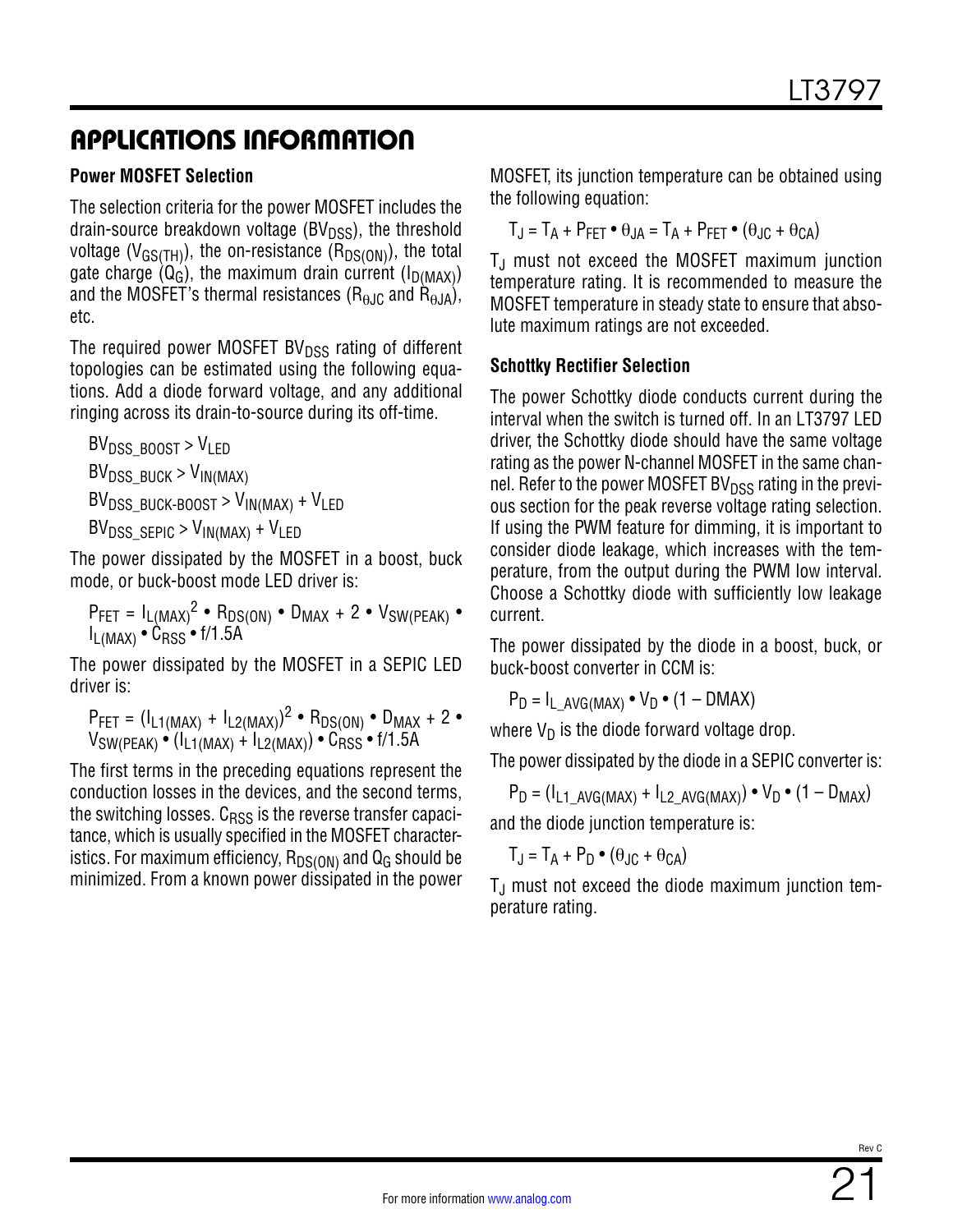## APPLICATIONS INFORMATION

### Power MOSFET Selection

The selection criteria for the power MOSFET includes the drain-source breakdown voltage ($BV_{DSS}$), the threshold voltage ($V_{GS(TH)}$), the on-resistance ($R_{DS(ON)}$), the total gate charge ($Q_G$), the maximum drain current ($I_{D(MAX)}$) and the MOSFET's thermal resistances ($R_{\theta JC}$ and $R_{\theta JA}$), etc.

The required power MOSFET $BV_{DSS}$ rating of different topologies can be estimated using the following equations. Add a diode forward voltage, and any additional ringing across its drain-to-source during its off-time.

$$BV_{DSS\_BOOST} > V_{LED}$$

$$BV_{DSS\_BUCK} > V_{IN(MAX)}$$

$$BV_{DSS\_BUCK\text{-}BOOST} > V_{IN(MAX)} + V_{LED}$$

$$BV_{DSS\_SEPIC} > V_{IN(MAX)} + V_{LED}$$

The power dissipated by the MOSFET in a boost, buck mode, or buck-boost mode LED driver is:

$$P_{FET} = I_{L(MAX)}^2 \bullet R_{DS(ON)} \bullet D_{MAX} + 2 \bullet V_{SW(PEAK)} \bullet I_{L(MAX)} \bullet C_{RSS} \bullet f/1.5A$$

The power dissipated by the MOSFET in a SEPIC LED driver is:

$$P_{FET} = (I_{L1(MAX)} + I_{L2(MAX)})^2 \bullet R_{DS(ON)} \bullet D_{MAX} + 2 \bullet V_{SW(PEAK)} \bullet (I_{L1(MAX)} + I_{L2(MAX)}) \bullet C_{RSS} \bullet f/1.5A$$

The first terms in the preceding equations represent the conduction losses in the devices, and the second terms, the switching losses. $C_{RSS}$ is the reverse transfer capacitance, which is usually specified in the MOSFET characteristics. For maximum efficiency, $R_{DS(ON)}$ and $Q_G$ should be minimized. From a known power dissipated in the power MOSFET, its junction temperature can be obtained using the following equation:

$$T_J = T_A + P_{FET} \bullet \theta_{JA} = T_A + P_{FET} \bullet (\theta_{JC} + \theta_{CA})$$

$T_J$ must not exceed the MOSFET maximum junction temperature rating. It is recommended to measure the MOSFET temperature in steady state to ensure that absolute maximum ratings are not exceeded.

### Schottky Rectifier Selection

The power Schottky diode conducts current during the interval when the switch is turned off. In an LT3797 LED driver, the Schottky diode should have the same voltage rating as the power N-channel MOSFET in the same channel. Refer to the power MOSFET $BV_{DSS}$ rating in the previous section for the peak reverse voltage rating selection. If using the PWM feature for dimming, it is important to consider diode leakage, which increases with the temperature, from the output during the PWM low interval. Choose a Schottky diode with sufficiently low leakage current.

The power dissipated by the diode in a boost, buck, or buck-boost converter in CCM is:

$$P_D = I_{L\_AVG(MAX)} \bullet V_D \bullet (1 - DMAX)$$

where $V_D$ is the diode forward voltage drop.

The power dissipated by the diode in a SEPIC converter is:

$$P_D = (I_{L1\_AVG(MAX)} + I_{L2\_AVG(MAX)}) \bullet V_D \bullet (1 - D_{MAX})$$

and the diode junction temperature is:

$$T_J = T_A + P_D \bullet (\theta_{JC} + \theta_{CA})$$

$T_J$ must not exceed the diode maximum junction temperature rating.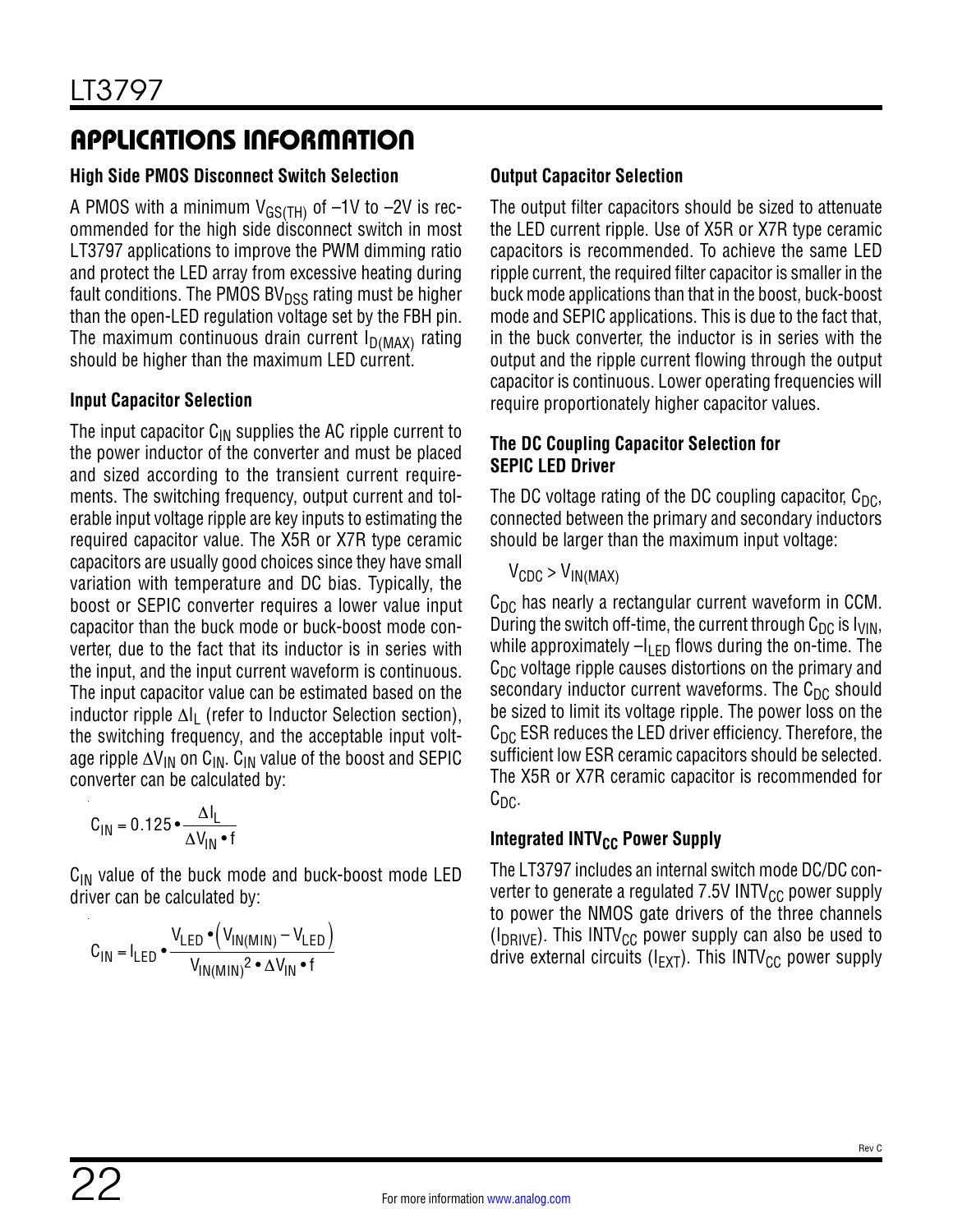## APPLICATIONS INFORMATION

### High Side PMOS Disconnect Switch Selection

A PMOS with a minimum $V_{GS(TH)}$ of –1V to –2V is recommended for the high side disconnect switch in most LT3797 applications to improve the PWM dimming ratio and protect the LED array from excessive heating during fault conditions. The PMOS $BV_{DSS}$ rating must be higher than the open-LED regulation voltage set by the FBH pin. The maximum continuous drain current $I_{D(MAX)}$ rating should be higher than the maximum LED current.

### Input Capacitor Selection

The input capacitor $C_{IN}$ supplies the AC ripple current to the power inductor of the converter and must be placed and sized according to the transient current requirements. The switching frequency, output current and tolerable input voltage ripple are key inputs to estimating the required capacitor value. The X5R or X7R type ceramic capacitors are usually good choices since they have small variation with temperature and DC bias. Typically, the boost or SEPIC converter requires a lower value input capacitor than the buck mode or buck-boost mode converter, due to the fact that its inductor is in series with the input, and the input current waveform is continuous. The input capacitor value can be estimated based on the inductor ripple $\Delta I_L$ (refer to Inductor Selection section), the switching frequency, and the acceptable input voltage ripple $\Delta V_{IN}$ on $C_{IN}$. $C_{IN}$ value of the boost and SEPIC converter can be calculated by:

$$C_{IN} = 0.125 \bullet \frac{\Delta I_L}{\Delta V_{IN} \bullet f}$$

$C_{IN}$ value of the buck mode and buck-boost mode LED driver can be calculated by:

$$C_{IN} = I_{LED} \bullet \frac{V_{LED} \bullet \left(V_{IN(MIN)} - V_{LED}\right)}{V_{IN(MIN)}{}^2 \bullet \Delta V_{IN} \bullet f}$$

### Output Capacitor Selection

The output filter capacitors should be sized to attenuate the LED current ripple. Use of X5R or X7R type ceramic capacitors is recommended. To achieve the same LED ripple current, the required filter capacitor is smaller in the buck mode applications than that in the boost, buck-boost mode and SEPIC applications. This is due to the fact that, in the buck converter, the inductor is in series with the output and the ripple current flowing through the output capacitor is continuous. Lower operating frequencies will require proportionately higher capacitor values.

### The DC Coupling Capacitor Selection for SEPIC LED Driver

The DC voltage rating of the DC coupling capacitor, $C_{DC}$, connected between the primary and secondary inductors should be larger than the maximum input voltage:

$$V_{CDC} > V_{IN(MAX)}$$

$C_{DC}$ has nearly a rectangular current waveform in CCM. During the switch off-time, the current through $C_{DC}$ is $I_{VIN}$, while approximately $-I_{LED}$ flows during the on-time. The $C_{DC}$ voltage ripple causes distortions on the primary and secondary inductor current waveforms. The $C_{DC}$ should be sized to limit its voltage ripple. The power loss on the $C_{DC}$ ESR reduces the LED driver efficiency. Therefore, the sufficient low ESR ceramic capacitors should be selected. The X5R or X7R ceramic capacitor is recommended for $C_{DC}$.

### Integrated $INTV_{CC}$ Power Supply

The LT3797 includes an internal switch mode DC/DC converter to generate a regulated 7.5V $INTV_{CC}$ power supply to power the NMOS gate drivers of the three channels ($I_{DRIVE}$). This $INTV_{CC}$ power supply can also be used to drive external circuits ($I_{EXT}$). This $INTV_{CC}$ power supply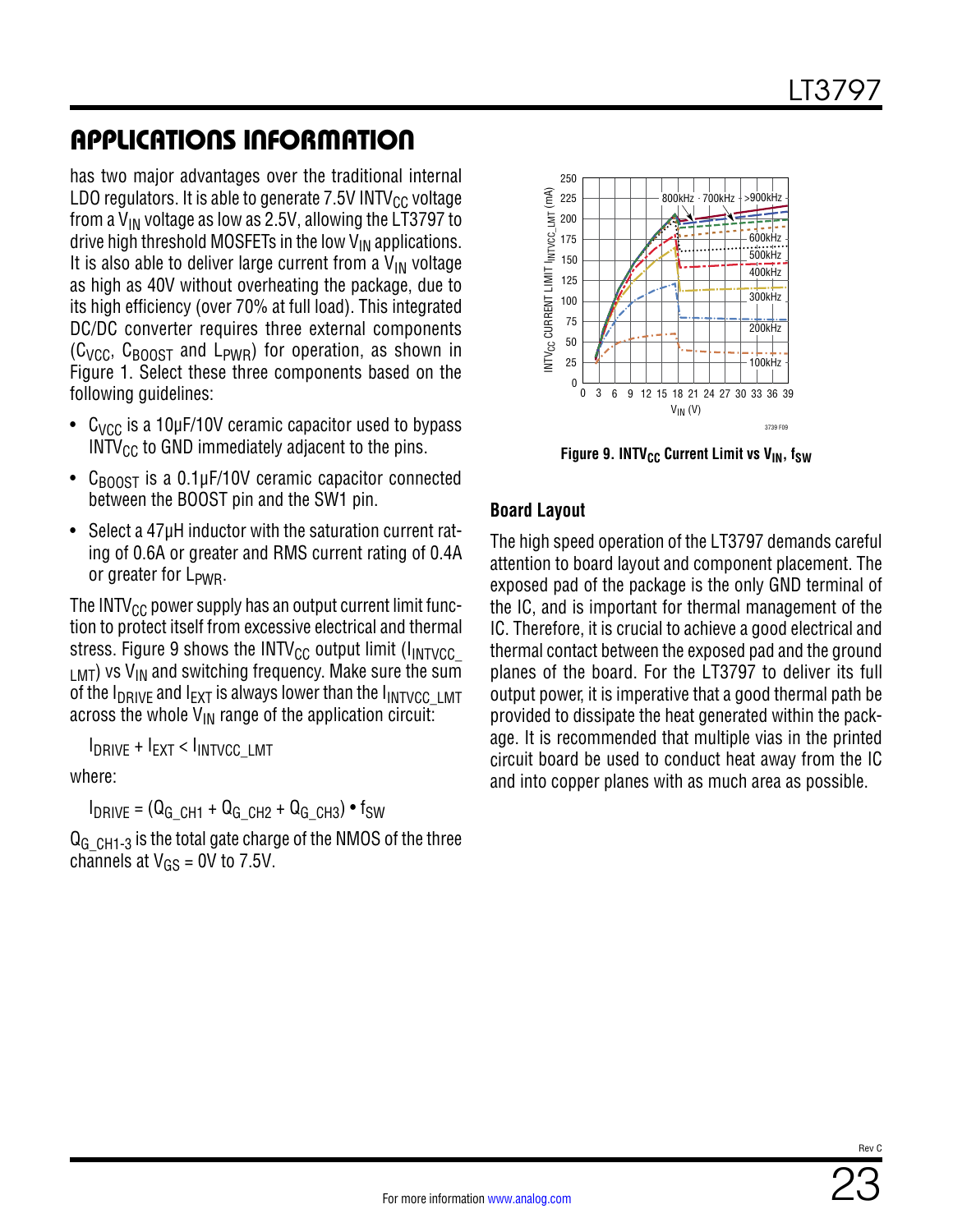## APPLICATIONS INFORMATION

has two major advantages over the traditional internal LDO regulators. It is able to generate 7.5V $INTV_{CC}$ voltage from a $V_{IN}$ voltage as low as 2.5V, allowing the LT3797 to drive high threshold MOSFETs in the low $V_{IN}$ applications. It is also able to deliver large current from a $V_{IN}$ voltage as high as 40V without overheating the package, due to its high efficiency (over 70% at full load). This integrated DC/DC converter requires three external components ($C_{VCC}$, $C_{BOOST}$ and $L_{PWR}$) for operation, as shown in Figure 1. Select these three components based on the following guidelines:

- $C_{VCC}$ is a 10µF/10V ceramic capacitor used to bypass $INTV_{CC}$ to GND immediately adjacent to the pins.
- $C_{BOOST}$ is a 0.1µF/10V ceramic capacitor connected between the BOOST pin and the SW1 pin.
- Select a 47µH inductor with the saturation current rating of 0.6A or greater and RMS current rating of 0.4A or greater for $L_{PWR}$.

The $INTV_{CC}$ power supply has an output current limit function to protect itself from excessive electrical and thermal stress. Figure 9 shows the $INTV_{CC}$ output limit ($I_{INTVCC\_LMT}$) vs $V_{IN}$ and switching frequency. Make sure the sum of the $I_{DRIVE}$ and $I_{EXT}$ is always lower than the $I_{INTVCC\_LMT}$ across the whole $V_{IN}$ range of the application circuit:

$$I_{DRIVE} + I_{EXT} < I_{INTVCC\_LMT}$$

where:

$$I_{DRIVE} = (Q_{G\_CH1} + Q_{G\_CH2} + Q_{G\_CH3}) \bullet f_{SW}$$

$Q_{G\_CH1-3}$ is the total gate charge of the NMOS of the three channels at $V_{GS}$ = 0V to 7.5V.

**Figure 9. $INTV_{CC}$ Current Limit vs $V_{IN}$, $f_{SW}$**

### Board Layout

The high speed operation of the LT3797 demands careful attention to board layout and component placement. The exposed pad of the package is the only GND terminal of the IC, and is important for thermal management of the IC. Therefore, it is crucial to achieve a good electrical and thermal contact between the exposed pad and the ground planes of the board. For the LT3797 to deliver its full output power, it is imperative that a good thermal path be provided to dissipate the heat generated within the package. It is recommended that multiple vias in the printed circuit board be used to conduct heat away from the IC and into copper planes with as much area as possible.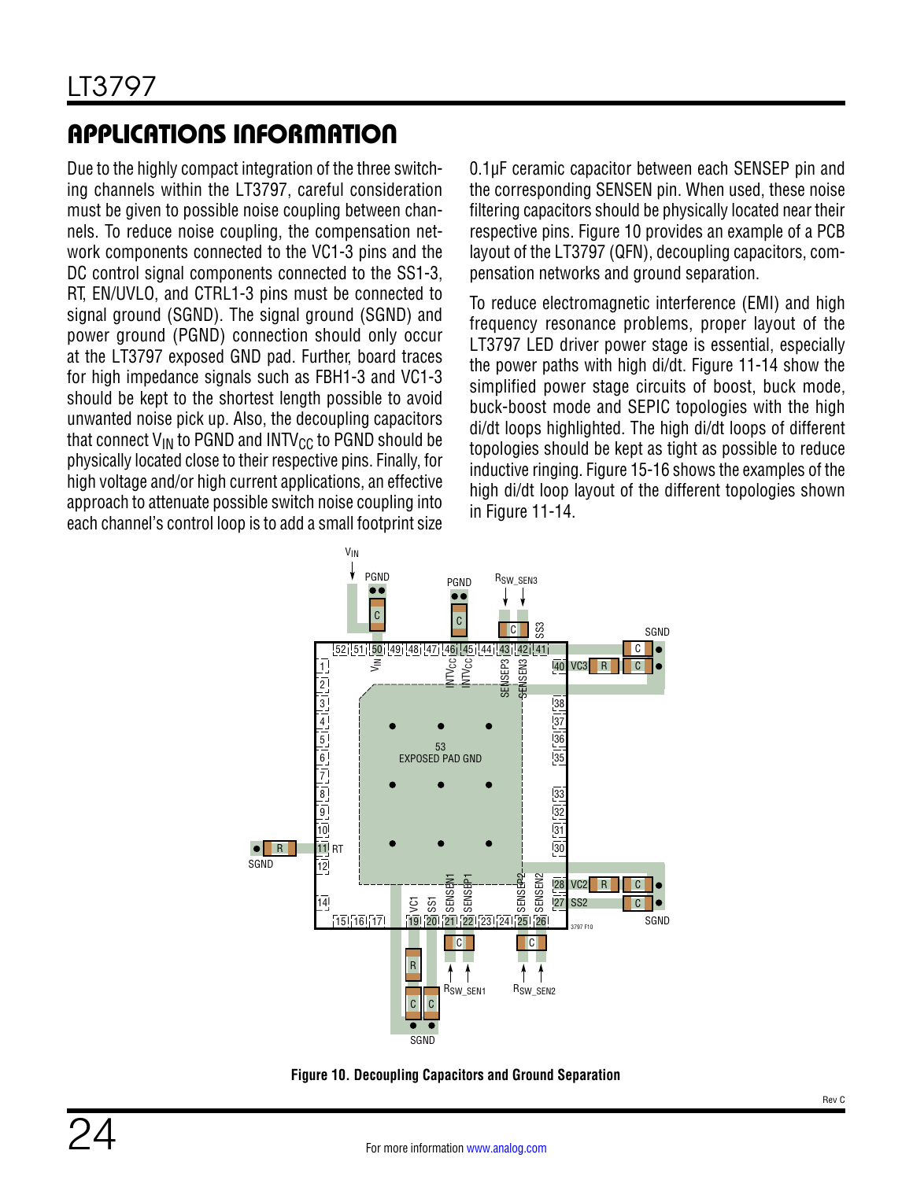## APPLICATIONS INFORMATION

Due to the highly compact integration of the three switching channels within the LT3797, careful consideration must be given to possible noise coupling between channels. To reduce noise coupling, the compensation network components connected to the VC1-3 pins and the DC control signal components connected to the SS1-3, RT, EN/UVLO, and CTRL1-3 pins must be connected to signal ground (SGND). The signal ground (SGND) and power ground (PGND) connection should only occur at the LT3797 exposed GND pad. Further, board traces for high impedance signals such as FBH1-3 and VC1-3 should be kept to the shortest length possible to avoid unwanted noise pick up. Also, the decoupling capacitors that connect $V_{IN}$ to PGND and $INTV_{CC}$ to PGND should be physically located close to their respective pins. Finally, for high voltage and/or high current applications, an effective approach to attenuate possible switch noise coupling into each channel's control loop is to add a small footprint size 0.1µF ceramic capacitor between each SENSEP pin and the corresponding SENSEN pin. When used, these noise filtering capacitors should be physically located near their respective pins. Figure 10 provides an example of a PCB layout of the LT3797 (QFN), decoupling capacitors, compensation networks and ground separation.

To reduce electromagnetic interference (EMI) and high frequency resonance problems, proper layout of the LT3797 LED driver power stage is essential, especially the power paths with high di/dt. Figure 11-14 show the simplified power stage circuits of boost, buck mode, buck-boost mode and SEPIC topologies with the high di/dt loops highlighted. The high di/dt loops of different topologies should be kept as tight as possible to reduce inductive ringing. Figure 15-16 shows the examples of the high di/dt loop layout of the different topologies shown in Figure 11-14.

**Figure 10. Decoupling Capacitors and Ground Separation**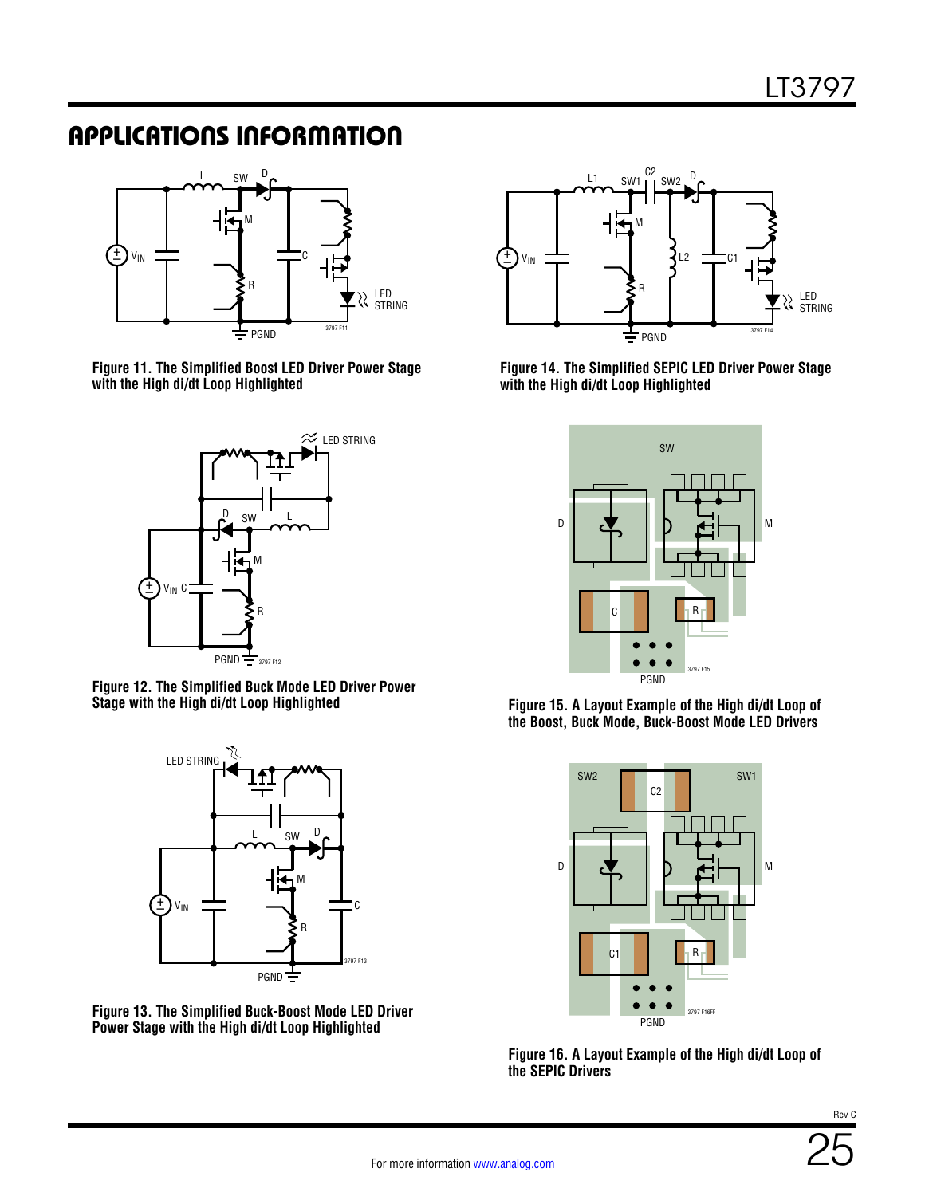## APPLICATIONS INFORMATION

Figure 11. The Simplified Boost LED Driver Power Stage with the High di/dt Loop Highlighted

Figure 12. The Simplified Buck Mode LED Driver Power Stage with the High di/dt Loop Highlighted

Figure 13. The Simplified Buck-Boost Mode LED Driver Power Stage with the High di/dt Loop Highlighted

Figure 14. The Simplified SEPIC LED Driver Power Stage with the High di/dt Loop Highlighted

Figure 15. A Layout Example of the High di/dt Loop of the Boost, Buck Mode, Buck-Boost Mode LED Drivers

Figure 16. A Layout Example of the High di/dt Loop of the SEPIC Drivers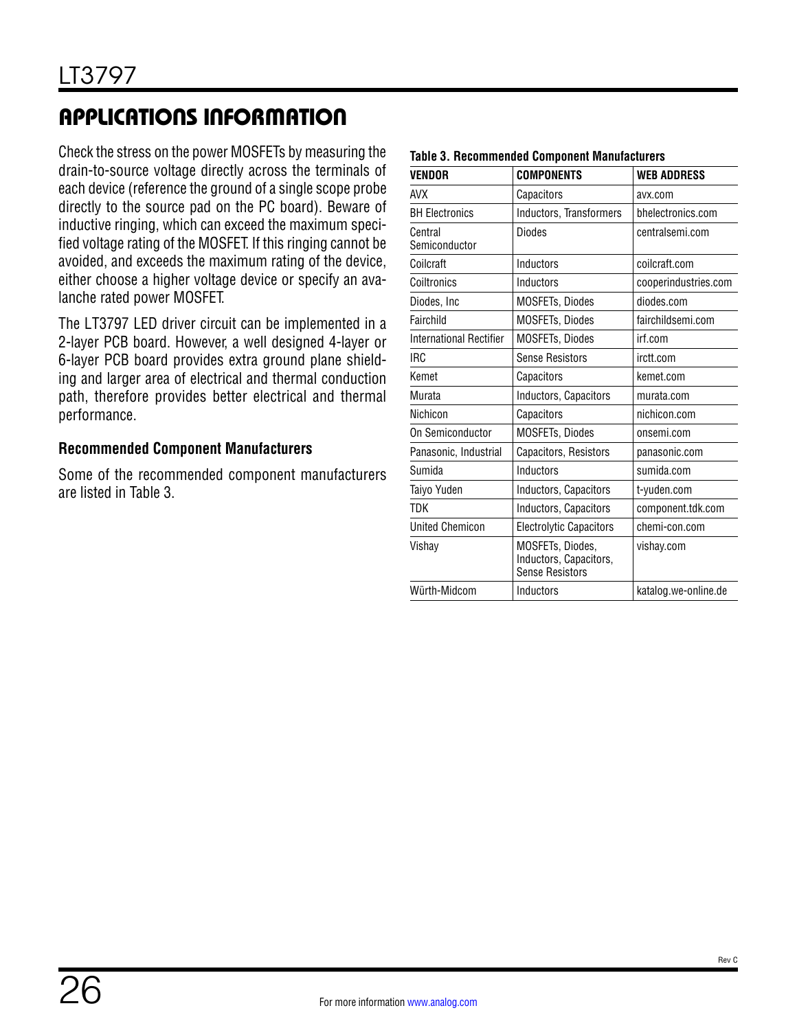## APPLICATIONS INFORMATION

Check the stress on the power MOSFETs by measuring the drain-to-source voltage directly across the terminals of each device (reference the ground of a single scope probe directly to the source pad on the PC board). Beware of inductive ringing, which can exceed the maximum specified voltage rating of the MOSFET. If this ringing cannot be avoided, and exceeds the maximum rating of the device, either choose a higher voltage device or specify an avalanche rated power MOSFET.

The LT3797 LED driver circuit can be implemented in a 2-layer PCB board. However, a well designed 4-layer or 6-layer PCB board provides extra ground plane shielding and larger area of electrical and thermal conduction path, therefore provides better electrical and thermal performance.

### Recommended Component Manufacturers

Some of the recommended component manufacturers are listed in Table 3.

**Table 3. Recommended Component Manufacturers**

| VENDOR | COMPONENTS | WEB ADDRESS |
|---|---|---|
| AVX | Capacitors | avx.com |
| BH Electronics | Inductors, Transformers | bhelectronics.com |
| Central Semiconductor | Diodes | centralsemi.com |
| Coilcraft | Inductors | coilcraft.com |
| Coiltronics | Inductors | cooperindustries.com |
| Diodes, Inc | MOSFETs, Diodes | diodes.com |
| Fairchild | MOSFETs, Diodes | fairchildsemi.com |
| International Rectifier | MOSFETs, Diodes | irf.com |
| IRC | Sense Resistors | irctt.com |
| Kemet | Capacitors | kemet.com |
| Murata | Inductors, Capacitors | murata.com |
| Nichicon | Capacitors | nichicon.com |
| On Semiconductor | MOSFETs, Diodes | onsemi.com |
| Panasonic, Industrial | Capacitors, Resistors | panasonic.com |
| Sumida | Inductors | sumida.com |
| Taiyo Yuden | Inductors, Capacitors | t-yuden.com |
| TDK | Inductors, Capacitors | component.tdk.com |
| United Chemicon | Electrolytic Capacitors | chemi-con.com |
| Vishay | MOSFETs, Diodes, Inductors, Capacitors, Sense Resistors | vishay.com |
| Würth-Midcom | Inductors | katalog.we-online.de |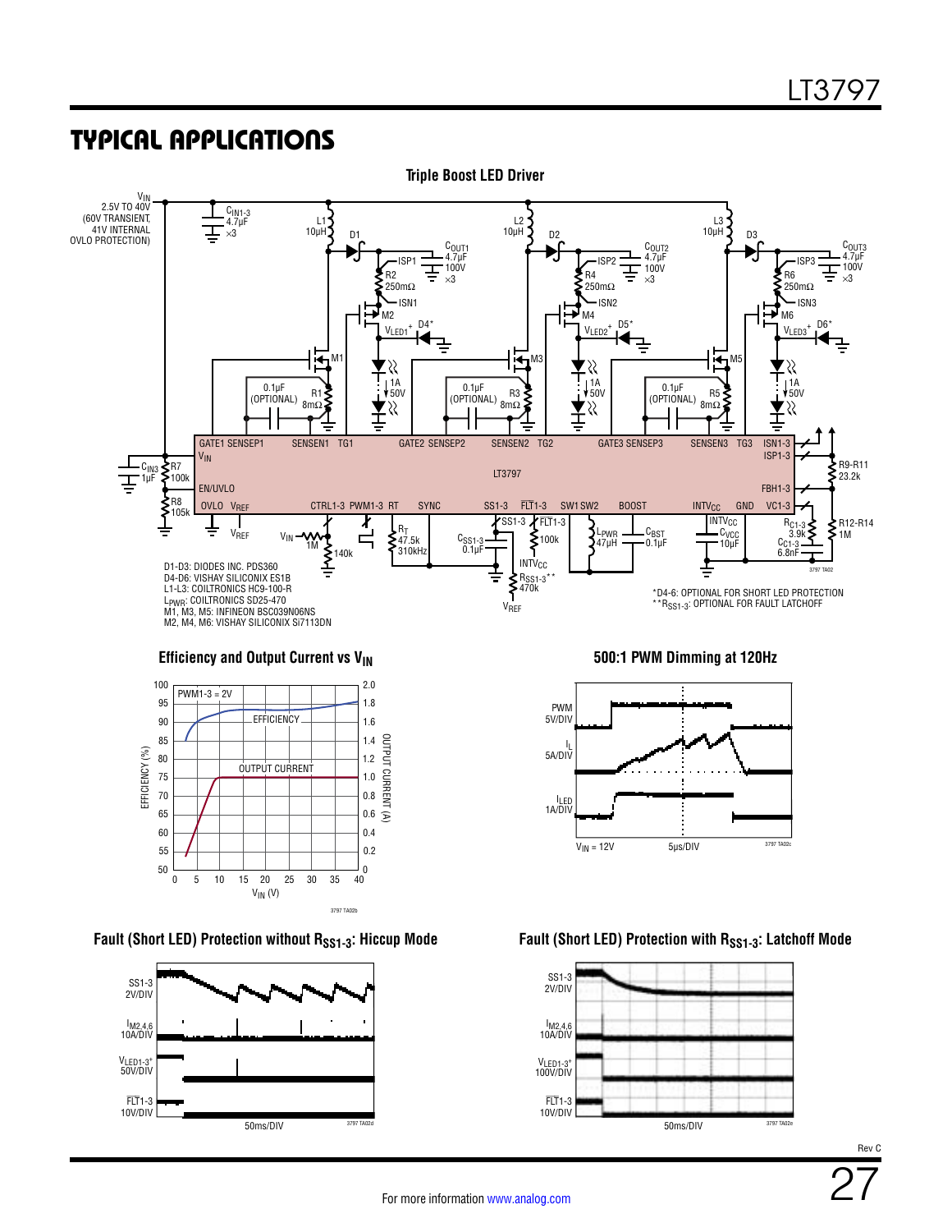# TYPICAL APPLICATIONS

**Triple Boost LED Driver**

$V_{IN}$ 2.5V TO 40V (60V TRANSIENT, 41V INTERNAL OVLO PROTECTION)

D1-D3: DIODES INC. PDS360
D4-D6: VISHAY SILICONIX ES1B
L1-L3: COILTRONICS HC9-100-R
$L_{PWR}$: COILTRONICS SD25-470
M1, M3, M5: INFINEON BSC039N06NS
M2, M4, M6: VISHAY SILICONIX Si7113DN

*D4-6: OPTIONAL FOR SHORT LED PROTECTION
**$R_{SS1-3}$: OPTIONAL FOR FAULT LATCHOFF

**Efficiency and Output Current vs $V_{IN}$**

**500:1 PWM Dimming at 120Hz**

**Fault (Short LED) Protection without $R_{SS1-3}$: Hiccup Mode**

**Fault (Short LED) Protection with $R_{SS1-3}$: Latchoff Mode**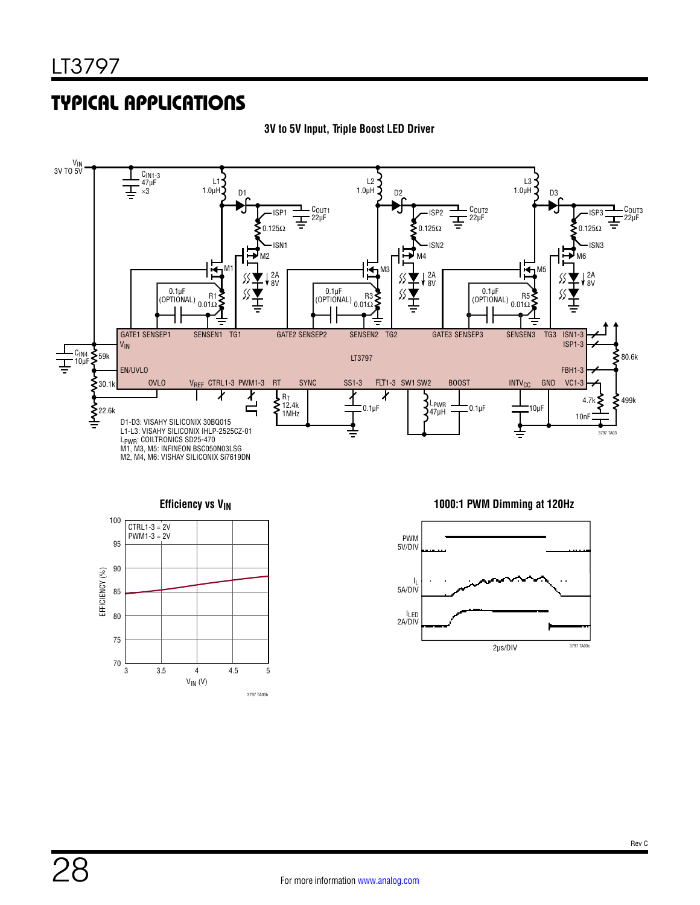## TYPICAL APPLICATIONS

**3V to 5V Input, Triple Boost LED Driver**

D1-D3: VISAHY SILICONIX 30BQ015
L1-L3: VISAHY SILICONIX IHLP-2525CZ-01
$L_{PWR}$: COILTRONICS SD25-470
M1, M3, M5: INFINEON BSC050N03LSG
M2, M4, M6: VISHAY SILICONIX Si7619DN

**Efficiency vs $V_{IN}$**

**1000:1 PWM Dimming at 120Hz**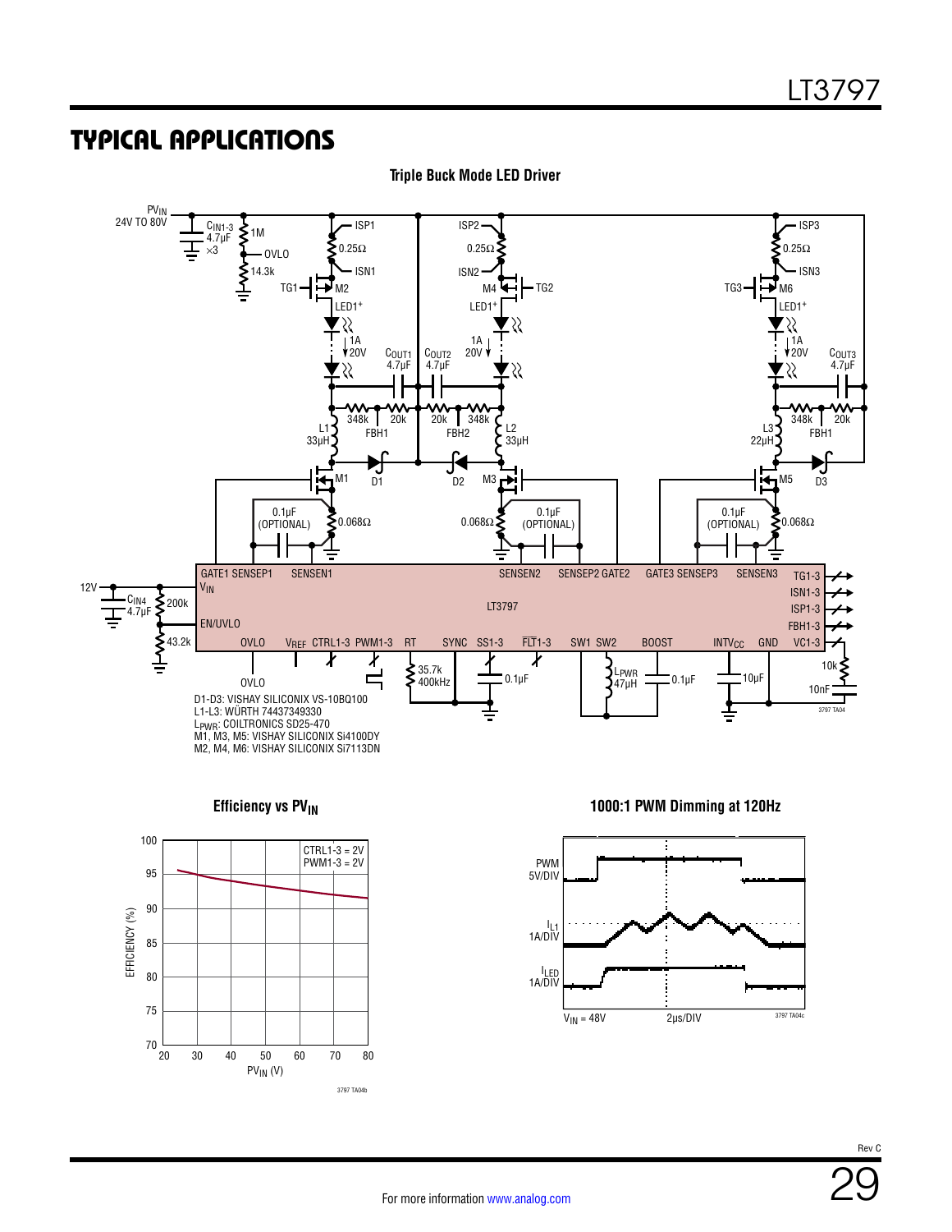## TYPICAL APPLICATIONS

**Triple Buck Mode LED Driver**

D1-D3: VISHAY SILICONIX VS-10BQ100
L1-L3: WÜRTH 74437349330
$L_{PWR}$: COILTRONICS SD25-470
M1, M3, M5: VISHAY SILICONIX Si4100DY
M2, M4, M6: VISHAY SILICONIX Si7113DN

**Efficiency vs $PV_{IN}$**

**1000:1 PWM Dimming at 120Hz**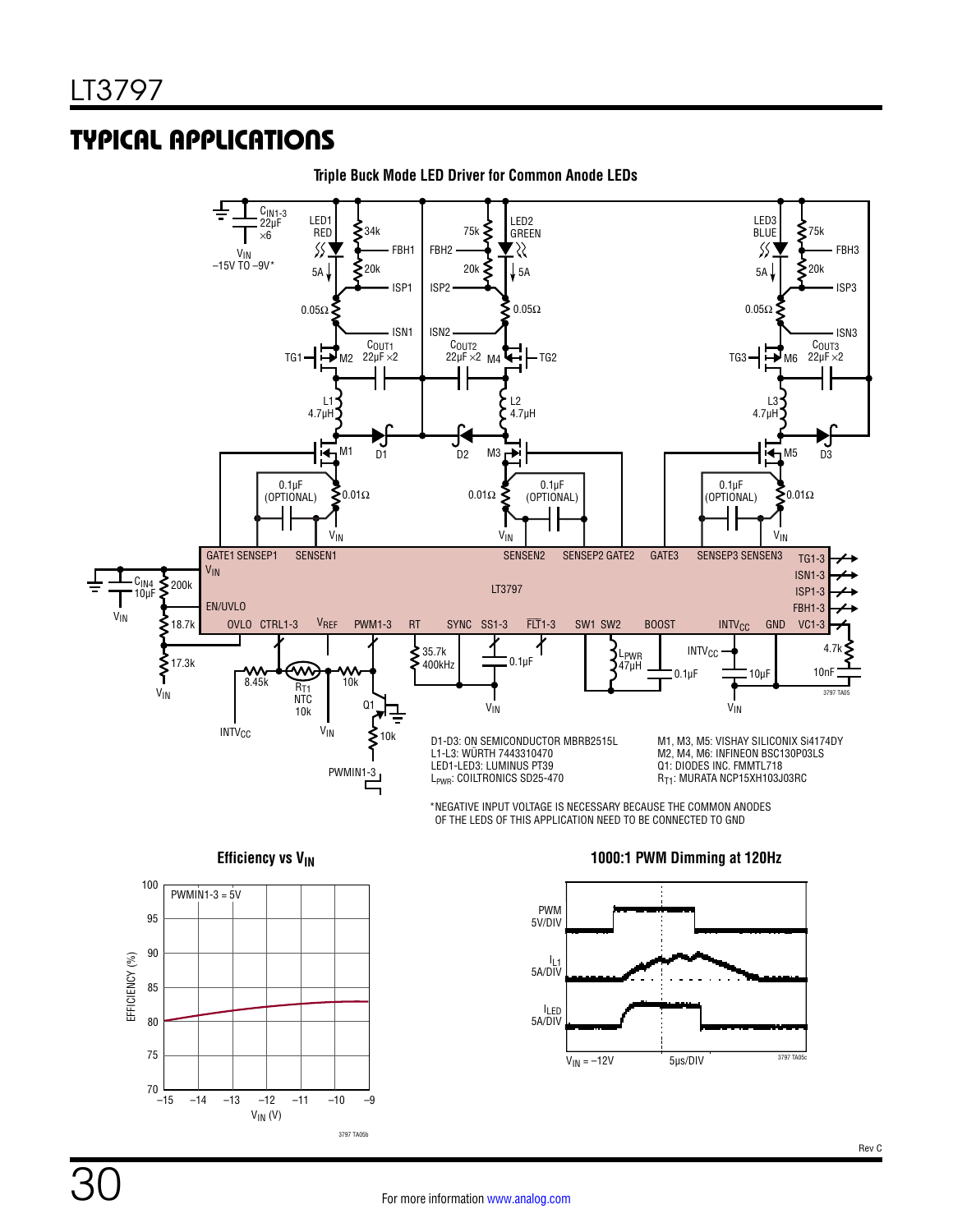## TYPICAL APPLICATIONS

**Triple Buck Mode LED Driver for Common Anode LEDs**

D1-D3: ON SEMICONDUCTOR MBRB2515L
L1-L3: WÜRTH 7443310470
LED1-LED3: LUMINUS PT39
$L_{PWR}$: COILTRONICS SD25-470

M1, M3, M5: VISHAY SILICONIX Si4174DY
M2, M4, M6: INFINEON BSC130P03LS
Q1: DIODES INC. FMMTL718
$R_{T1}$: MURATA NCP15XH103J03RC

*NEGATIVE INPUT VOLTAGE IS NECESSARY BECAUSE THE COMMON ANODES OF THE LEDS OF THIS APPLICATION NEED TO BE CONNECTED TO GND

**Efficiency vs $V_{IN}$**

**1000:1 PWM Dimming at 120Hz**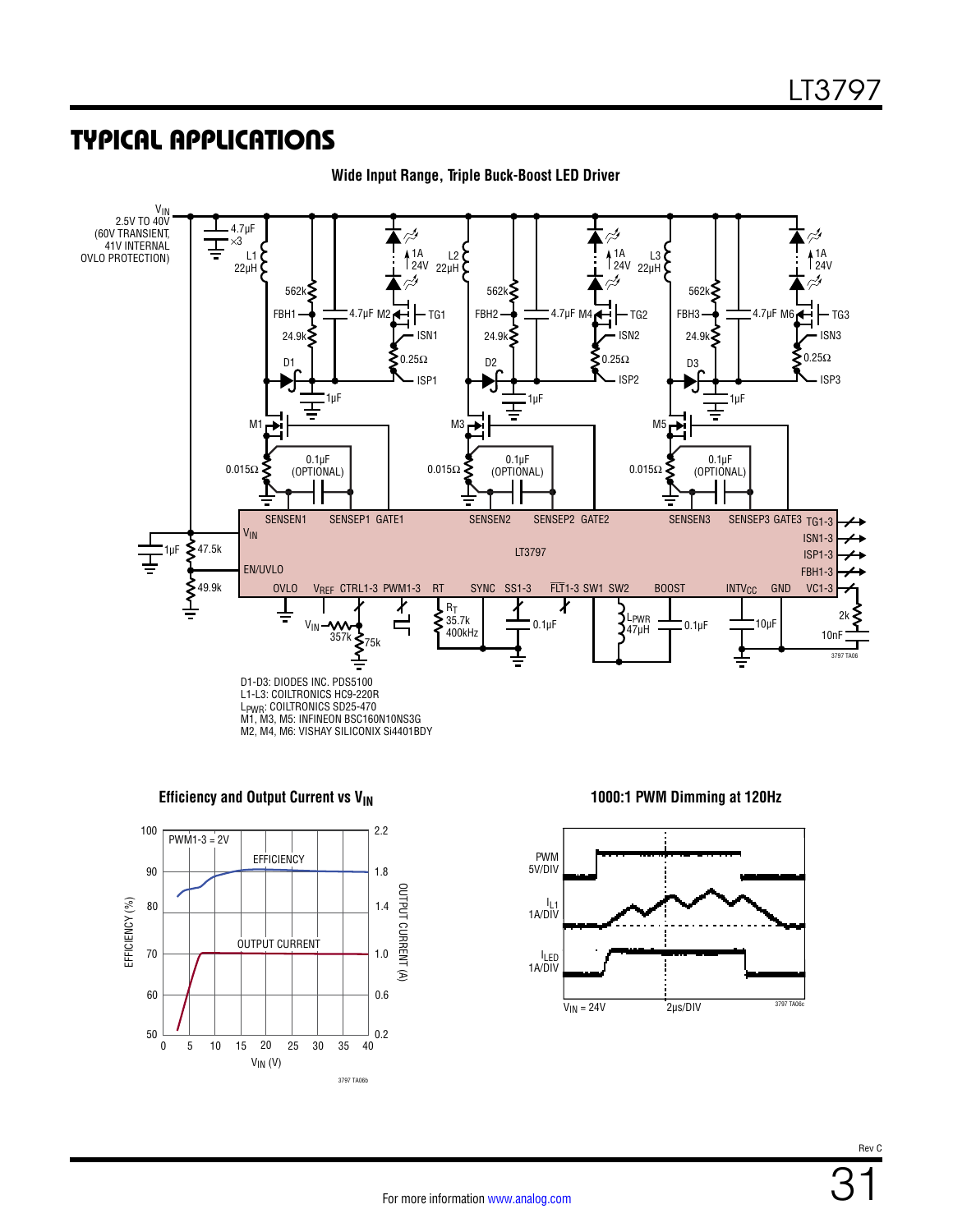## TYPICAL APPLICATIONS

**Wide Input Range, Triple Buck-Boost LED Driver**

D1-D3: DIODES INC. PDS5100
L1-L3: COILTRONICS HC9-220R
$L_{PWR}$: COILTRONICS SD25-470
M1, M3, M5: INFINEON BSC160N10NS3G
M2, M4, M6: VISHAY SILICONIX Si4401BDY

**Efficiency and Output Current vs $V_{IN}$**

**1000:1 PWM Dimming at 120Hz**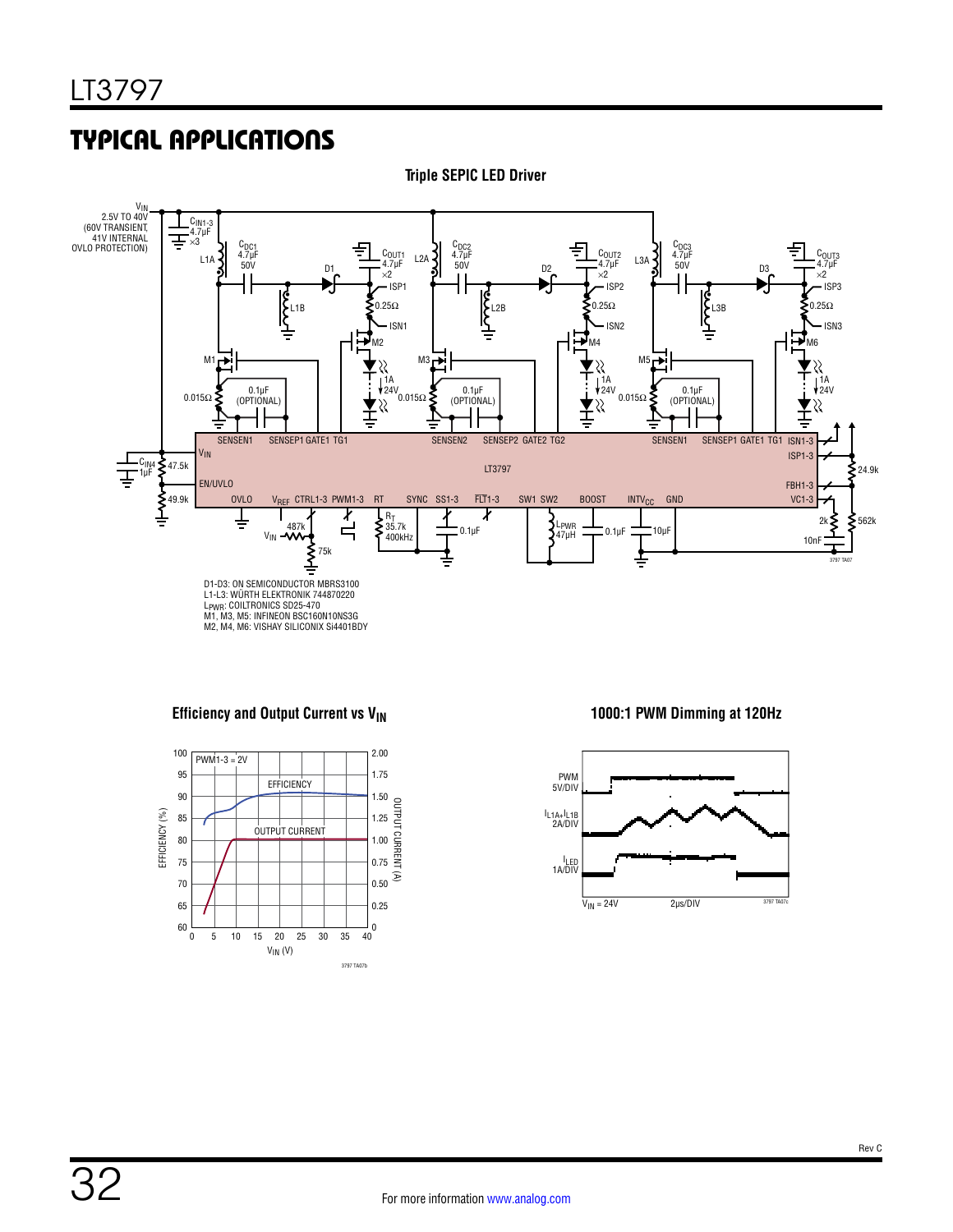## TYPICAL APPLICATIONS

**Triple SEPIC LED Driver**

D1-D3: ON SEMICONDUCTOR MBRS3100
L1-L3: WÜRTH ELEKTRONIK 744870220
$L_{PWR}$: COILTRONICS SD25-470
M1, M3, M5: INFINEON BSC160N10NS3G
M2, M4, M6: VISHAY SILICONIX Si4401BDY

**Efficiency and Output Current vs $V_{IN}$**

**1000:1 PWM Dimming at 120Hz**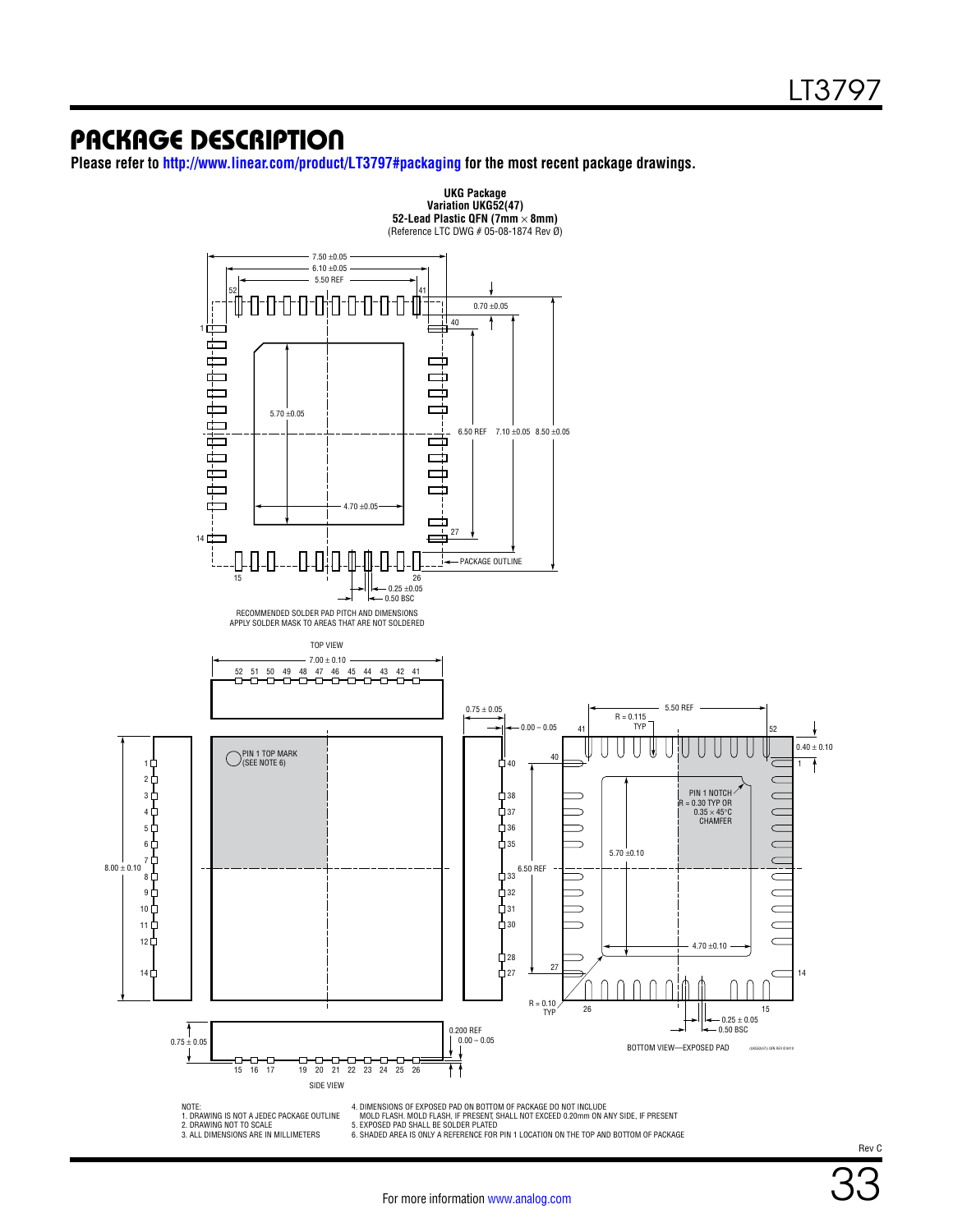# PACKAGE DESCRIPTION

**Please refer to http://www.linear.com/product/LT3797#packaging for the most recent package drawings.**

**UKG Package**
**Variation UKG52(47)**
**52-Lead Plastic QFN (7mm × 8mm)**
(Reference LTC DWG # 05-08-1874 Rev Ø)

RECOMMENDED SOLDER PAD PITCH AND DIMENSIONS
APPLY SOLDER MASK TO AREAS THAT ARE NOT SOLDERED

TOP VIEW

SIDE VIEW

BOTTOM VIEW—EXPOSED PAD

NOTE:
1. DRAWING IS NOT A JEDEC PACKAGE OUTLINE
2. DRAWING NOT TO SCALE
3. ALL DIMENSIONS ARE IN MILLIMETERS
4. DIMENSIONS OF EXPOSED PAD ON BOTTOM OF PACKAGE DO NOT INCLUDE MOLD FLASH. MOLD FLASH, IF PRESENT, SHALL NOT EXCEED 0.20mm ON ANY SIDE, IF PRESENT
5. EXPOSED PAD SHALL BE SOLDER PLATED
6. SHADED AREA IS ONLY A REFERENCE FOR PIN 1 LOCATION ON THE TOP AND BOTTOM OF PACKAGE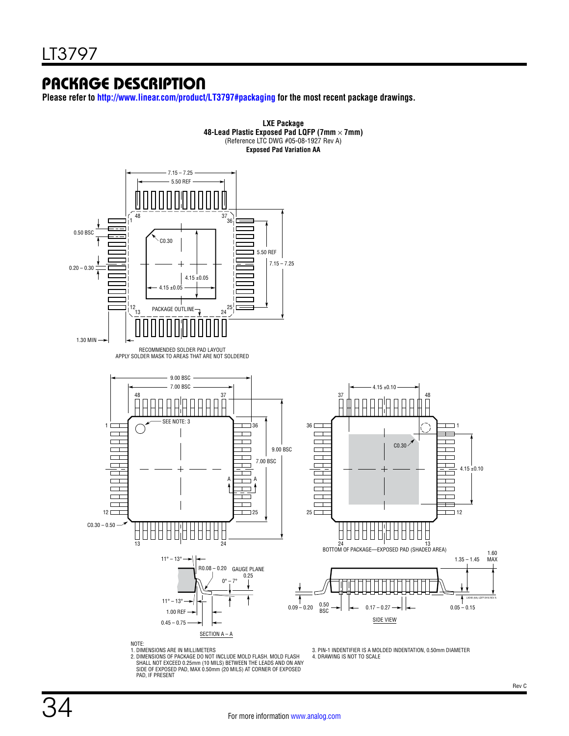## PACKAGE DESCRIPTION

**Please refer to http://www.linear.com/product/LT3797#packaging for the most recent package drawings.**

**LXE Package**
**48-Lead Plastic Exposed Pad LQFP (7mm × 7mm)**
(Reference LTC DWG #05-08-1927 Rev A)
**Exposed Pad Variation AA**

RECOMMENDED SOLDER PAD LAYOUT
APPLY SOLDER MASK TO AREAS THAT ARE NOT SOLDERED

BOTTOM OF PACKAGE—EXPOSED PAD (SHADED AREA)

SECTION A – A

SIDE VIEW

NOTE:
1. DIMENSIONS ARE IN MILLIMETERS
2. DIMENSIONS OF PACKAGE DO NOT INCLUDE MOLD FLASH. MOLD FLASH SHALL NOT EXCEED 0.25mm (10 MILS) BETWEEN THE LEADS AND ON ANY SIDE OF EXPOSED PAD, MAX 0.50mm (20 MILS) AT CORNER OF EXPOSED PAD, IF PRESENT
3. PIN-1 INDENTIFIER IS A MOLDED INDENTATION, 0.50mm DIAMETER
4. DRAWING IS NOT TO SCALE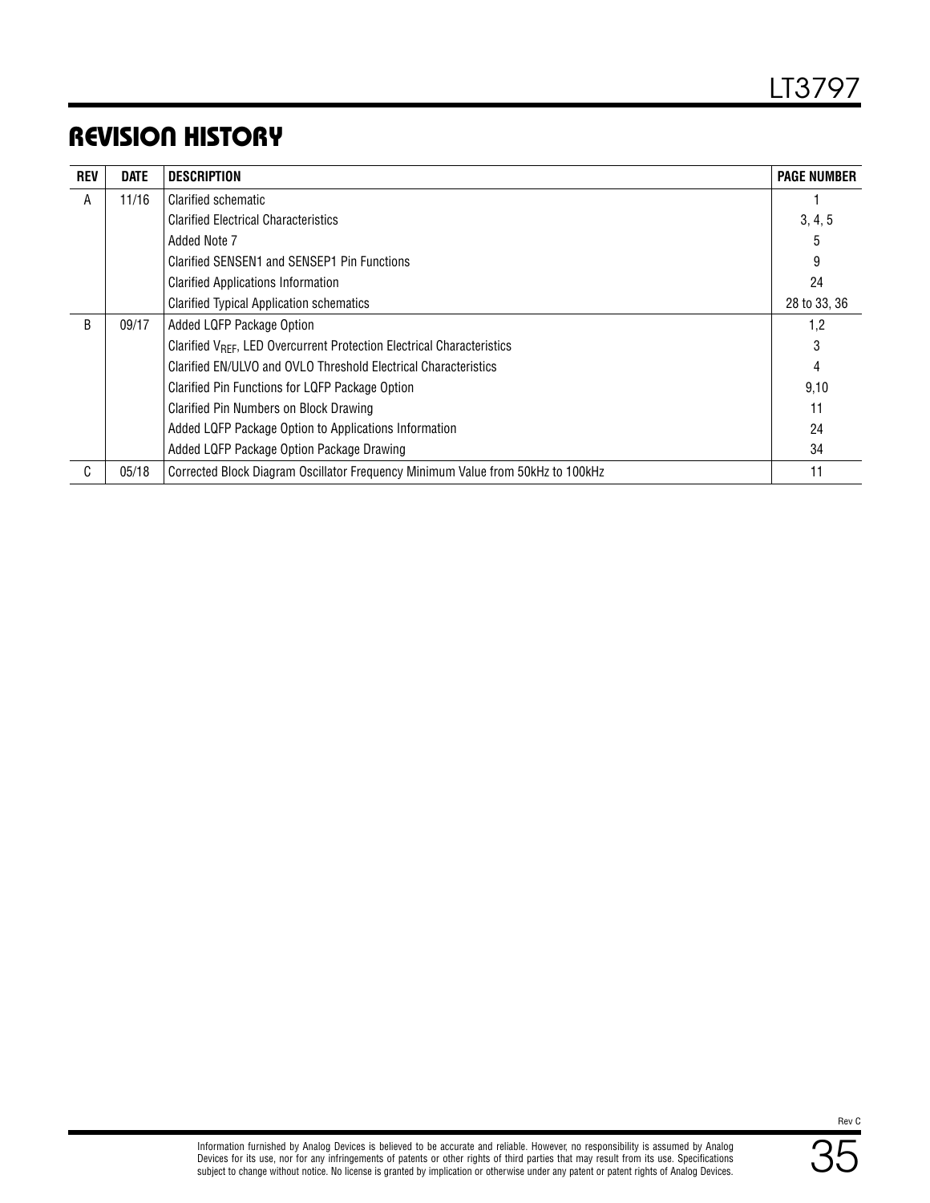# REVISION HISTORY

| REV | DATE | DESCRIPTION | PAGE NUMBER |
|---|---|---|---|
| A | 11/16 | Clarified schematic | 1 |
| | | Clarified Electrical Characteristics | 3, 4, 5 |
| | | Added Note 7 | 5 |
| | | Clarified SENSEN1 and SENSEP1 Pin Functions | 9 |
| | | Clarified Applications Information | 24 |
| | | Clarified Typical Application schematics | 28 to 33, 36 |
| B | 09/17 | Added LQFP Package Option | 1,2 |
| | | Clarified $V_{REF}$, LED Overcurrent Protection Electrical Characteristics | 3 |
| | | Clarified EN/ULVO and OVLO Threshold Electrical Characteristics | 4 |
| | | Clarified Pin Functions for LQFP Package Option | 9,10 |
| | | Clarified Pin Numbers on Block Drawing | 11 |
| | | Added LQFP Package Option to Applications Information | 24 |
| | | Added LQFP Package Option Package Drawing | 34 |
| C | 05/18 | Corrected Block Diagram Oscillator Frequency Minimum Value from 50kHz to 100kHz | 11 |

Information furnished by Analog Devices is believed to be accurate and reliable. However, no responsibility is assumed by Analog Devices for its use, nor for any infringements of patents or other rights of third parties that may result from its use. Specifications subject to change without notice. No license is granted by implication or otherwise under any patent or patent rights of Analog Devices.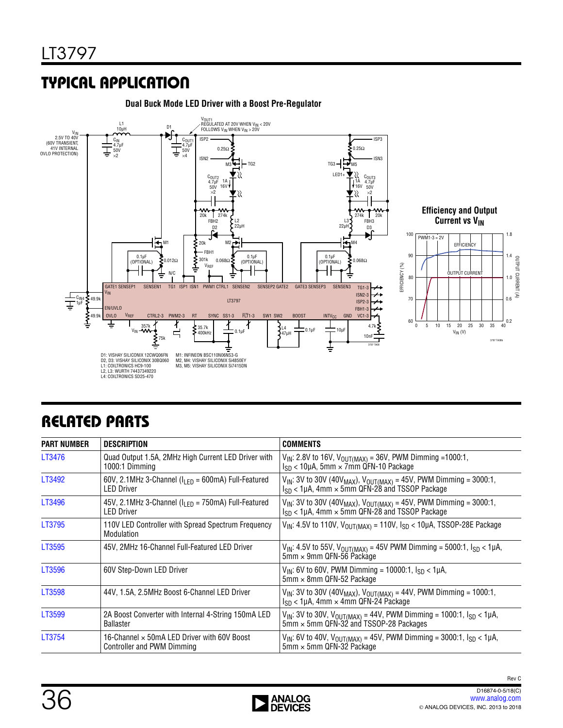## TYPICAL APPLICATION

**Dual Buck Mode LED Driver with a Boost Pre-Regulator**

D1: VISHAY SILICONIX 12CWQ06FN
D2, D3: VISHAY SILICONIX 30BQ060
L1: COILTRONICS HC9-100
L2, L3: WURTH 74437349220
L4: COILTRONICS SD25-470
M1: INFINEON BSC110N06NS3-G
M2, M4: VISHAY SILICONIX Si4850EY
M3, M5: VISHAY SILICONIX Si7415DN

**Efficiency and Output Current vs $V_{IN}$**

PWM1-3 = 2V
EFFICIENCY
OUTPUT CURRENT
EFFICIENCY (%)
OUTPUT CURRENT (A)
$V_{IN}$ (V)
100
90
80
70
60
0 5 10 15 20 25 30 35 40
1.8
1.4
1.0
0.6
0.2

## RELATED PARTS

| PART NUMBER | DESCRIPTION | COMMENTS |
|---|---|---|
| LT3476 | Quad Output 1.5A, 2MHz High Current LED Driver with 1000:1 Dimming | $V_{IN}$: 2.8V to 16V, $V_{OUT(MAX)}$ = 36V, PWM Dimming =1000:1, $I_{SD}$ < 10µA, 5mm × 7mm QFN-10 Package |
| LT3492 | 60V, 2.1MHz 3-Channel ($I_{LED}$ = 600mA) Full-Featured LED Driver | $V_{IN}$: 3V to 30V (40$V_{MAX}$), $V_{OUT(MAX)}$ = 45V, PWM Dimming = 3000:1, $I_{SD}$ < 1µA, 4mm × 5mm QFN-28 and TSSOP Package |
| LT3496 | 45V, 2.1MHz 3-Channel ($I_{LED}$ = 750mA) Full-Featured LED Driver | $V_{IN}$: 3V to 30V (40$V_{MAX}$), $V_{OUT(MAX)}$ = 45V, PWM Dimming = 3000:1, $I_{SD}$ < 1µA, 4mm × 5mm QFN-28 and TSSOP Package |
| LT3795 | 110V LED Controller with Spread Spectrum Frequency Modulation | $V_{IN}$: 4.5V to 110V, $V_{OUT(MAX)}$ = 110V, $I_{SD}$ < 10µA, TSSOP-28E Package |
| LT3595 | 45V, 2MHz 16-Channel Full-Featured LED Driver | $V_{IN}$: 4.5V to 55V, $V_{OUT(MAX)}$ = 45V PWM Dimming = 5000:1, $I_{SD}$ < 1µA, 5mm × 9mm QFN-56 Package |
| LT3596 | 60V Step-Down LED Driver | $V_{IN}$: 6V to 60V, PWM Dimming = 10000:1, $I_{SD}$ < 1µA, 5mm × 8mm QFN-52 Package |
| LT3598 | 44V, 1.5A, 2.5MHz Boost 6-Channel LED Driver | $V_{IN}$: 3V to 30V (40$V_{MAX}$), $V_{OUT(MAX)}$ = 44V, PWM Dimming = 1000:1, $I_{SD}$ < 1µA, 4mm × 4mm QFN-24 Package |
| LT3599 | 2A Boost Converter with Internal 4-String 150mA LED Ballaster | $V_{IN}$: 3V to 30V, $V_{OUT(MAX)}$ = 44V, PWM Dimming = 1000:1, $I_{SD}$ < 1µA, 5mm × 5mm QFN-32 and TSSOP-28 Packages |
| LT3754 | 16-Channel × 50mA LED Driver with 60V Boost Controller and PWM Dimming | $V_{IN}$: 6V to 40V, $V_{OUT(MAX)}$ = 45V, PWM Dimming = 3000:1, $I_{SD}$ < 1µA, 5mm × 5mm QFN-32 Package |